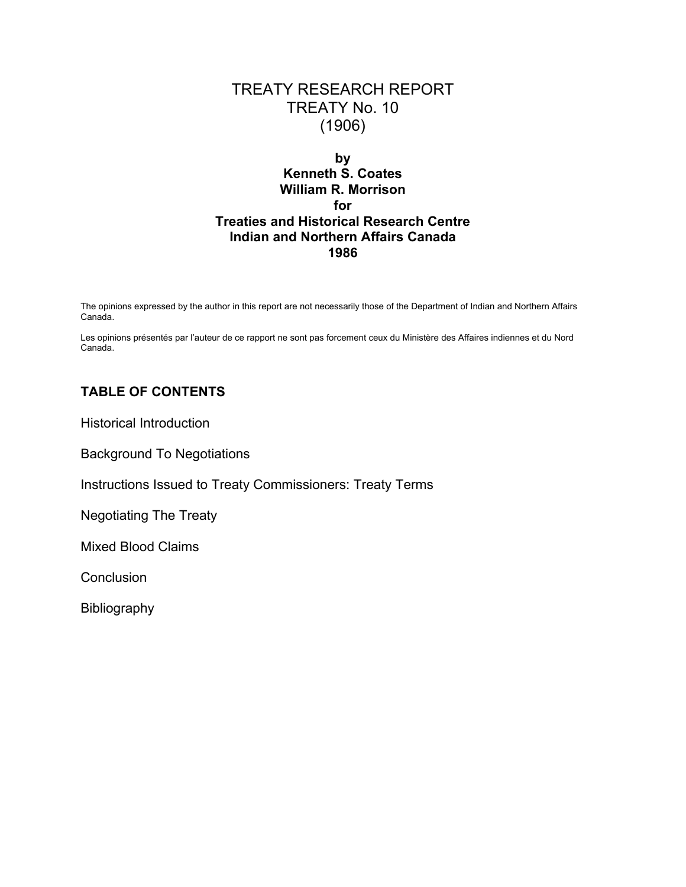# TREATY RESEARCH REPORT
# TREATY No. 10
# (1906)

**by**
**Kenneth S. Coates**
**William R. Morrison**
**for**
**Treaties and Historical Research Centre**
**Indian and Northern Affairs Canada**
**1986**

The opinions expressed by the author in this report are not necessarily those of the Department of Indian and Northern Affairs Canada.

Les opinions présentés par l'auteur de ce rapport ne sont pas forcement ceux du Ministère des Affaires indiennes et du Nord Canada.

## TABLE OF CONTENTS

Historical Introduction

Background To Negotiations

Instructions Issued to Treaty Commissioners: Treaty Terms

Negotiating The Treaty

Mixed Blood Claims

Conclusion

Bibliography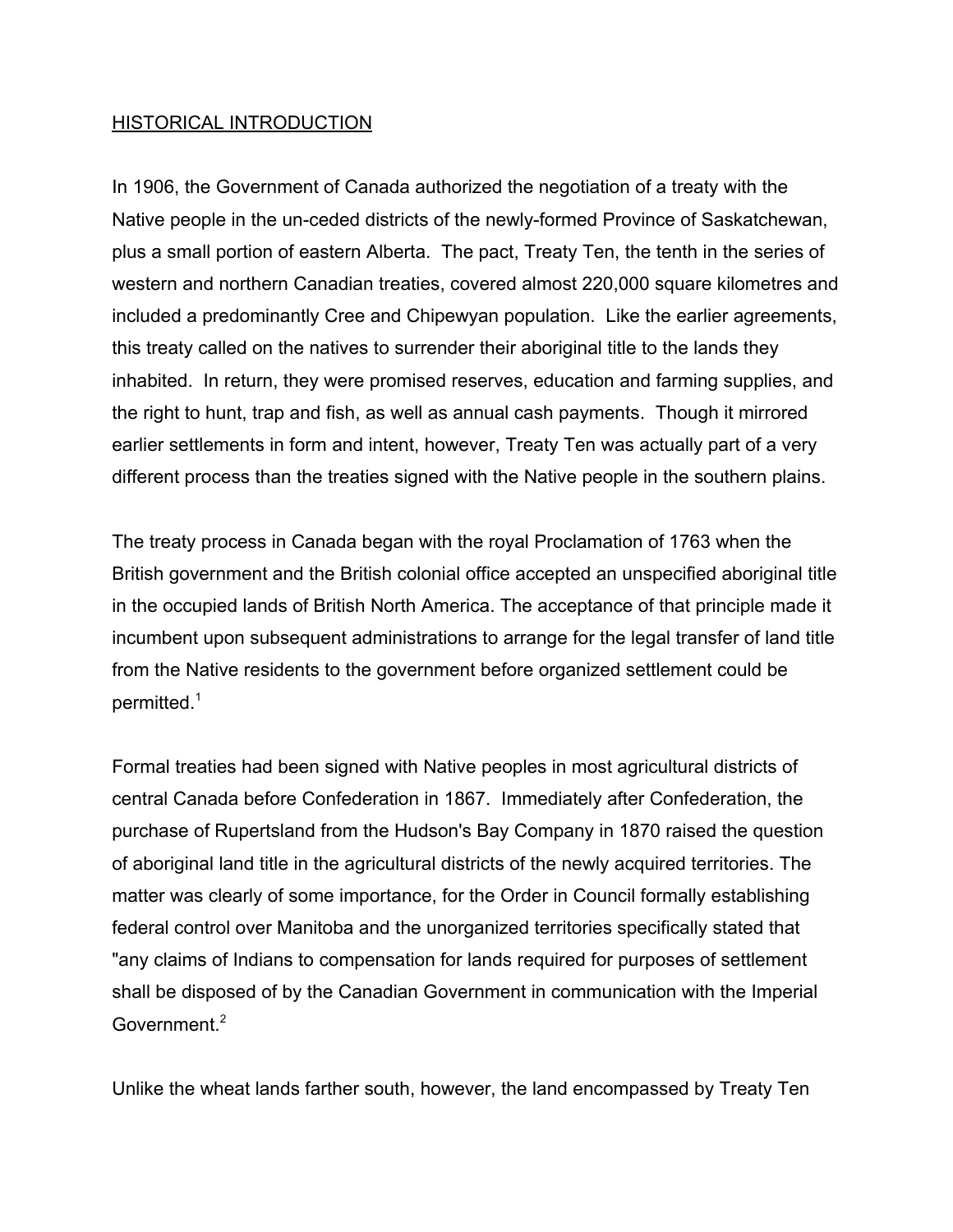## HISTORICAL INTRODUCTION

In 1906, the Government of Canada authorized the negotiation of a treaty with the Native people in the un-ceded districts of the newly-formed Province of Saskatchewan, plus a small portion of eastern Alberta. The pact, Treaty Ten, the tenth in the series of western and northern Canadian treaties, covered almost 220,000 square kilometres and included a predominantly Cree and Chipewyan population. Like the earlier agreements, this treaty called on the natives to surrender their aboriginal title to the lands they inhabited. In return, they were promised reserves, education and farming supplies, and the right to hunt, trap and fish, as well as annual cash payments. Though it mirrored earlier settlements in form and intent, however, Treaty Ten was actually part of a very different process than the treaties signed with the Native people in the southern plains.

The treaty process in Canada began with the royal Proclamation of 1763 when the British government and the British colonial office accepted an unspecified aboriginal title in the occupied lands of British North America. The acceptance of that principle made it incumbent upon subsequent administrations to arrange for the legal transfer of land title from the Native residents to the government before organized settlement could be permitted.[1]

Formal treaties had been signed with Native peoples in most agricultural districts of central Canada before Confederation in 1867. Immediately after Confederation, the purchase of Rupertsland from the Hudson's Bay Company in 1870 raised the question of aboriginal land title in the agricultural districts of the newly acquired territories. The matter was clearly of some importance, for the Order in Council formally establishing federal control over Manitoba and the unorganized territories specifically stated that "any claims of Indians to compensation for lands required for purposes of settlement shall be disposed of by the Canadian Government in communication with the Imperial Government.[2]

Unlike the wheat lands farther south, however, the land encompassed by Treaty Ten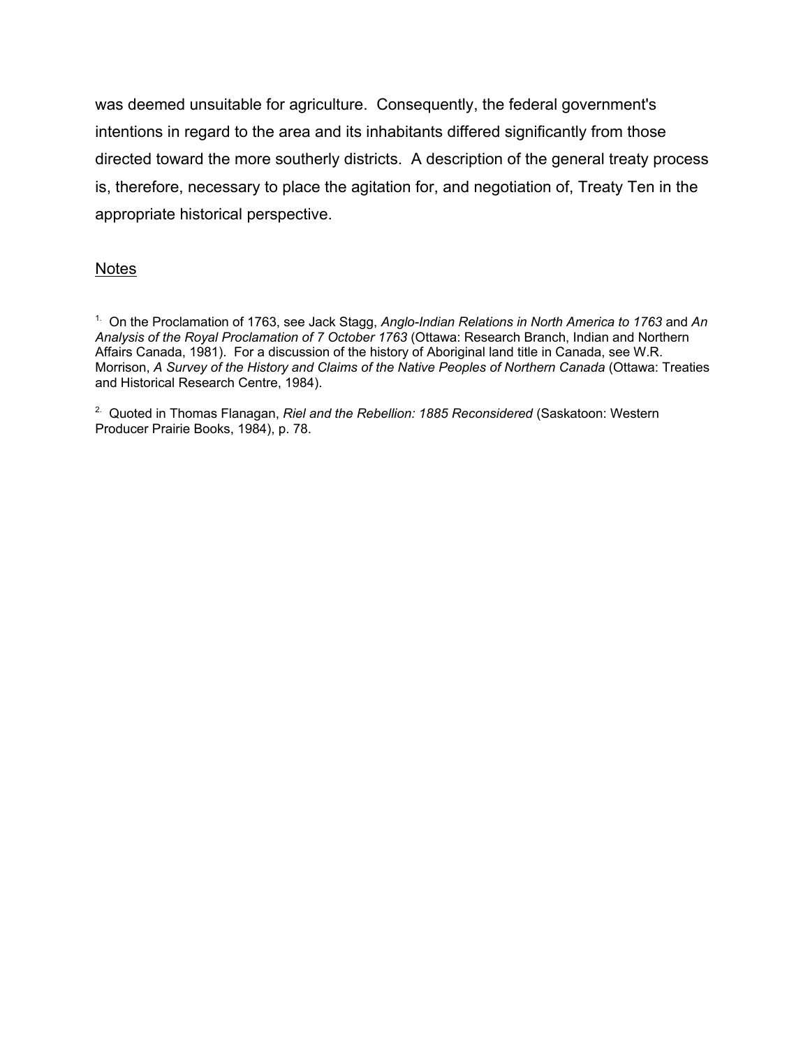was deemed unsuitable for agriculture. Consequently, the federal government's intentions in regard to the area and its inhabitants differed significantly from those directed toward the more southerly districts. A description of the general treaty process is, therefore, necessary to place the agitation for, and negotiation of, Treaty Ten in the appropriate historical perspective.

## Notes

1. On the Proclamation of 1763, see Jack Stagg, *Anglo-Indian Relations in North America to 1763* and *An Analysis of the Royal Proclamation of 7 October 1763* (Ottawa: Research Branch, Indian and Northern Affairs Canada, 1981). For a discussion of the history of Aboriginal land title in Canada, see W.R. Morrison, *A Survey of the History and Claims of the Native Peoples of Northern Canada* (Ottawa: Treaties and Historical Research Centre, 1984).

2. Quoted in Thomas Flanagan, *Riel and the Rebellion: 1885 Reconsidered* (Saskatoon: Western Producer Prairie Books, 1984), p. 78.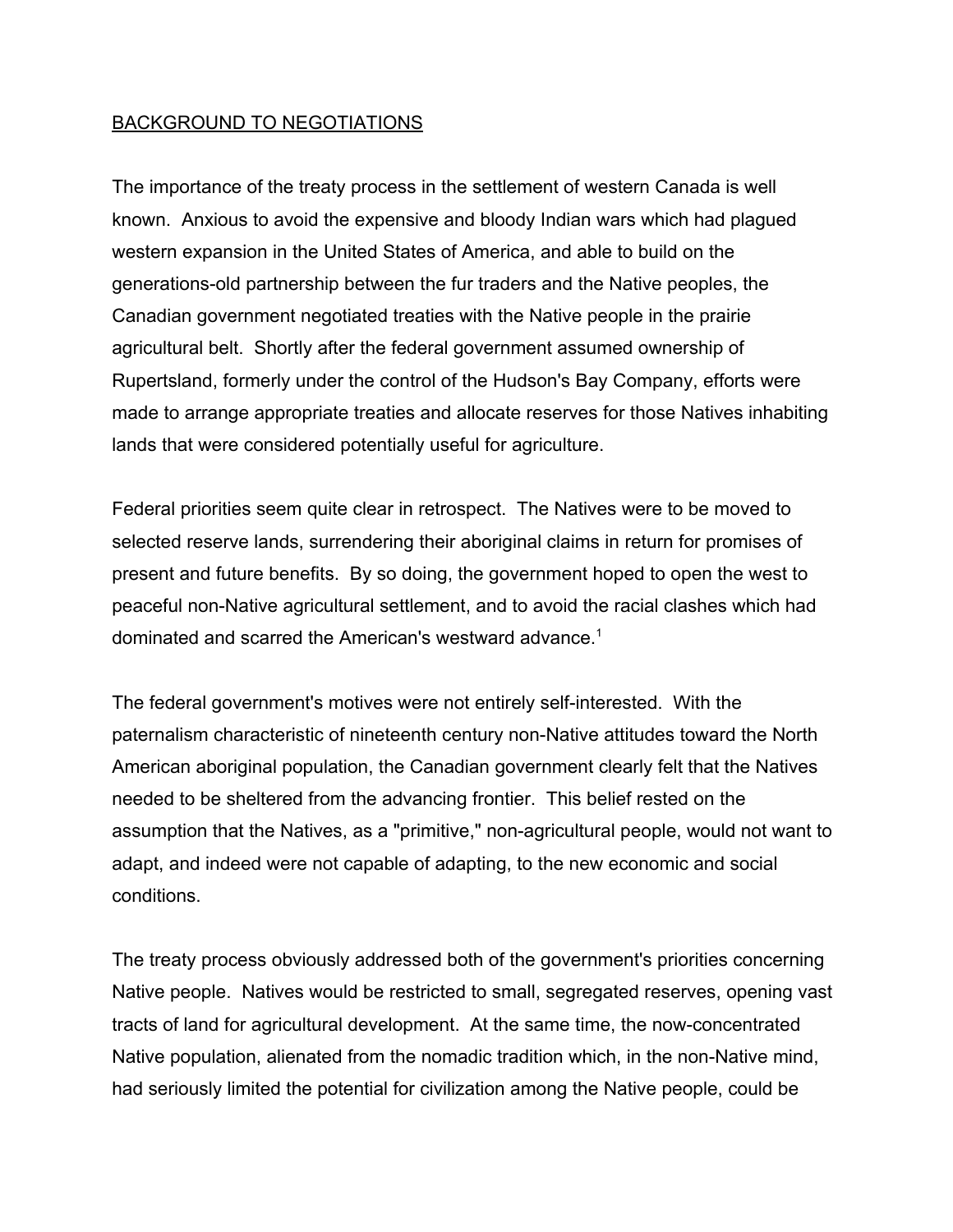## BACKGROUND TO NEGOTIATIONS

The importance of the treaty process in the settlement of western Canada is well known. Anxious to avoid the expensive and bloody Indian wars which had plagued western expansion in the United States of America, and able to build on the generations-old partnership between the fur traders and the Native peoples, the Canadian government negotiated treaties with the Native people in the prairie agricultural belt. Shortly after the federal government assumed ownership of Rupertsland, formerly under the control of the Hudson's Bay Company, efforts were made to arrange appropriate treaties and allocate reserves for those Natives inhabiting lands that were considered potentially useful for agriculture.

Federal priorities seem quite clear in retrospect. The Natives were to be moved to selected reserve lands, surrendering their aboriginal claims in return for promises of present and future benefits. By so doing, the government hoped to open the west to peaceful non-Native agricultural settlement, and to avoid the racial clashes which had dominated and scarred the American's westward advance.[1]

The federal government's motives were not entirely self-interested. With the paternalism characteristic of nineteenth century non-Native attitudes toward the North American aboriginal population, the Canadian government clearly felt that the Natives needed to be sheltered from the advancing frontier. This belief rested on the assumption that the Natives, as a "primitive," non-agricultural people, would not want to adapt, and indeed were not capable of adapting, to the new economic and social conditions.

The treaty process obviously addressed both of the government's priorities concerning Native people. Natives would be restricted to small, segregated reserves, opening vast tracts of land for agricultural development. At the same time, the now-concentrated Native population, alienated from the nomadic tradition which, in the non-Native mind, had seriously limited the potential for civilization among the Native people, could be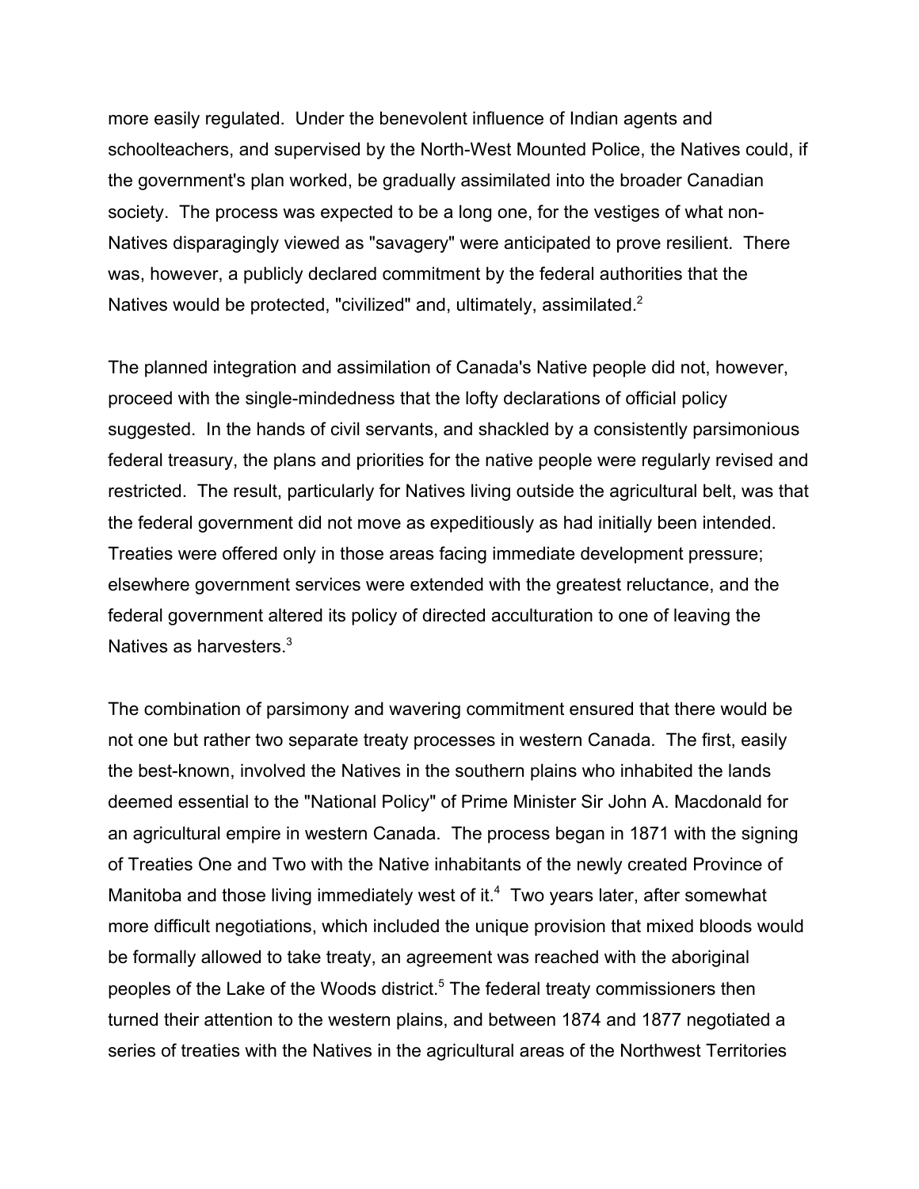more easily regulated. Under the benevolent influence of Indian agents and schoolteachers, and supervised by the North-West Mounted Police, the Natives could, if the government's plan worked, be gradually assimilated into the broader Canadian society. The process was expected to be a long one, for the vestiges of what non-Natives disparagingly viewed as "savagery" were anticipated to prove resilient. There was, however, a publicly declared commitment by the federal authorities that the Natives would be protected, "civilized" and, ultimately, assimilated.[2]

The planned integration and assimilation of Canada's Native people did not, however, proceed with the single-mindedness that the lofty declarations of official policy suggested. In the hands of civil servants, and shackled by a consistently parsimonious federal treasury, the plans and priorities for the native people were regularly revised and restricted. The result, particularly for Natives living outside the agricultural belt, was that the federal government did not move as expeditiously as had initially been intended. Treaties were offered only in those areas facing immediate development pressure; elsewhere government services were extended with the greatest reluctance, and the federal government altered its policy of directed acculturation to one of leaving the Natives as harvesters.[3]

The combination of parsimony and wavering commitment ensured that there would be not one but rather two separate treaty processes in western Canada. The first, easily the best-known, involved the Natives in the southern plains who inhabited the lands deemed essential to the "National Policy" of Prime Minister Sir John A. Macdonald for an agricultural empire in western Canada. The process began in 1871 with the signing of Treaties One and Two with the Native inhabitants of the newly created Province of Manitoba and those living immediately west of it.[4] Two years later, after somewhat more difficult negotiations, which included the unique provision that mixed bloods would be formally allowed to take treaty, an agreement was reached with the aboriginal peoples of the Lake of the Woods district.[5] The federal treaty commissioners then turned their attention to the western plains, and between 1874 and 1877 negotiated a series of treaties with the Natives in the agricultural areas of the Northwest Territories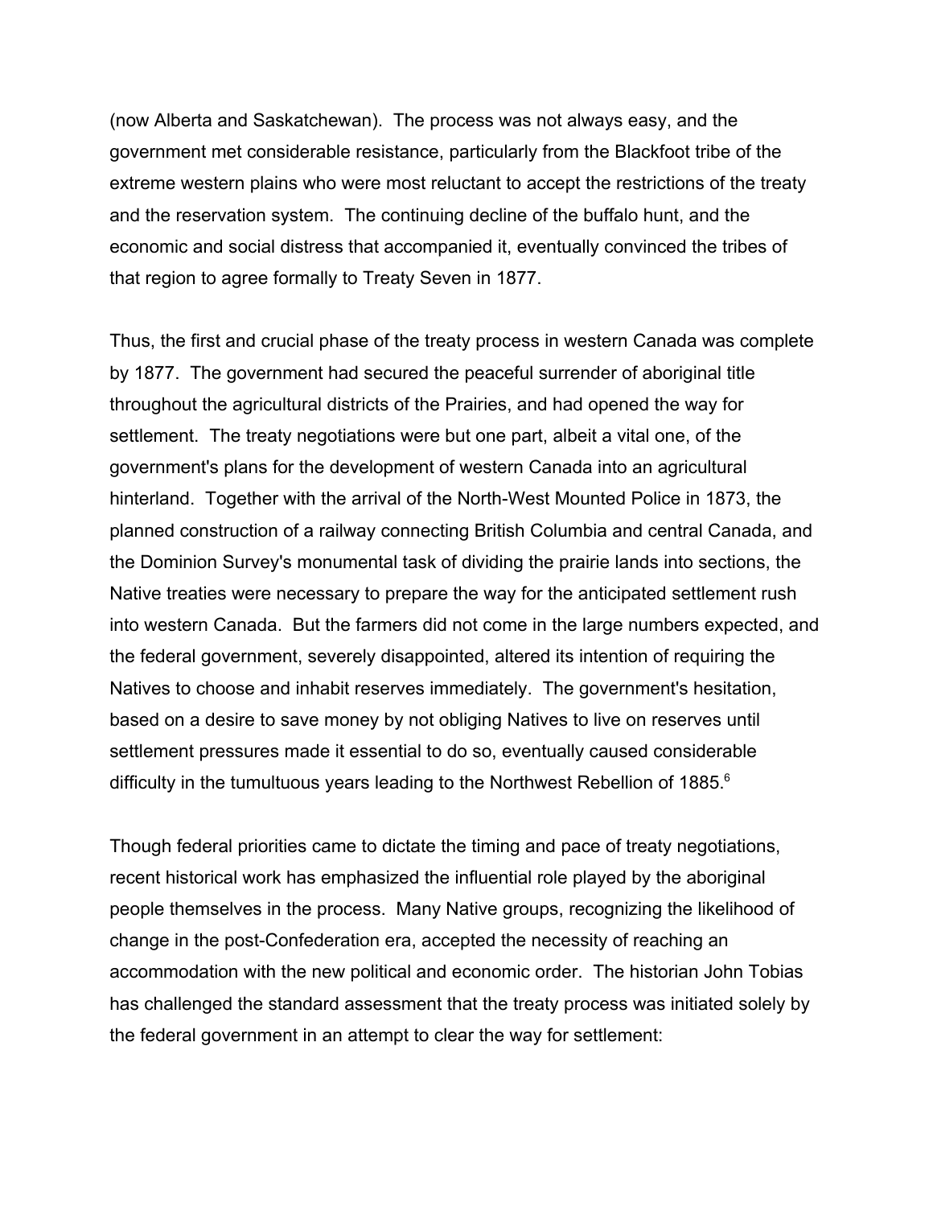(now Alberta and Saskatchewan). The process was not always easy, and the government met considerable resistance, particularly from the Blackfoot tribe of the extreme western plains who were most reluctant to accept the restrictions of the treaty and the reservation system. The continuing decline of the buffalo hunt, and the economic and social distress that accompanied it, eventually convinced the tribes of that region to agree formally to Treaty Seven in 1877.

Thus, the first and crucial phase of the treaty process in western Canada was complete by 1877. The government had secured the peaceful surrender of aboriginal title throughout the agricultural districts of the Prairies, and had opened the way for settlement. The treaty negotiations were but one part, albeit a vital one, of the government's plans for the development of western Canada into an agricultural hinterland. Together with the arrival of the North-West Mounted Police in 1873, the planned construction of a railway connecting British Columbia and central Canada, and the Dominion Survey's monumental task of dividing the prairie lands into sections, the Native treaties were necessary to prepare the way for the anticipated settlement rush into western Canada. But the farmers did not come in the large numbers expected, and the federal government, severely disappointed, altered its intention of requiring the Natives to choose and inhabit reserves immediately. The government's hesitation, based on a desire to save money by not obliging Natives to live on reserves until settlement pressures made it essential to do so, eventually caused considerable difficulty in the tumultuous years leading to the Northwest Rebellion of 1885.[6]

Though federal priorities came to dictate the timing and pace of treaty negotiations, recent historical work has emphasized the influential role played by the aboriginal people themselves in the process. Many Native groups, recognizing the likelihood of change in the post-Confederation era, accepted the necessity of reaching an accommodation with the new political and economic order. The historian John Tobias has challenged the standard assessment that the treaty process was initiated solely by the federal government in an attempt to clear the way for settlement: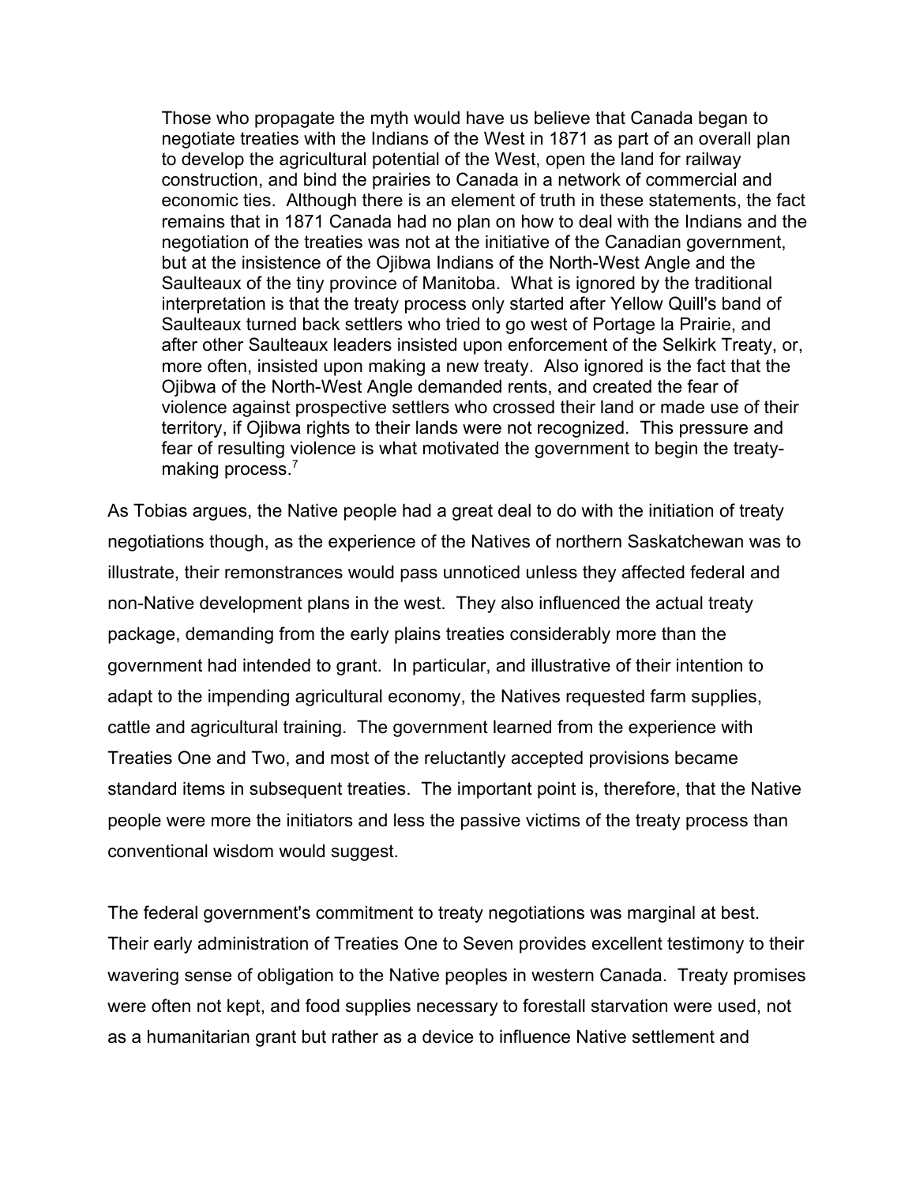> Those who propagate the myth would have us believe that Canada began to negotiate treaties with the Indians of the West in 1871 as part of an overall plan to develop the agricultural potential of the West, open the land for railway construction, and bind the prairies to Canada in a network of commercial and economic ties. Although there is an element of truth in these statements, the fact remains that in 1871 Canada had no plan on how to deal with the Indians and the negotiation of the treaties was not at the initiative of the Canadian government, but at the insistence of the Ojibwa Indians of the North-West Angle and the Saulteaux of the tiny province of Manitoba. What is ignored by the traditional interpretation is that the treaty process only started after Yellow Quill's band of Saulteaux turned back settlers who tried to go west of Portage la Prairie, and after other Saulteaux leaders insisted upon enforcement of the Selkirk Treaty, or, more often, insisted upon making a new treaty. Also ignored is the fact that the Ojibwa of the North-West Angle demanded rents, and created the fear of violence against prospective settlers who crossed their land or made use of their territory, if Ojibwa rights to their lands were not recognized. This pressure and fear of resulting violence is what motivated the government to begin the treaty-making process.[7]

As Tobias argues, the Native people had a great deal to do with the initiation of treaty negotiations though, as the experience of the Natives of northern Saskatchewan was to illustrate, their remonstrances would pass unnoticed unless they affected federal and non-Native development plans in the west. They also influenced the actual treaty package, demanding from the early plains treaties considerably more than the government had intended to grant. In particular, and illustrative of their intention to adapt to the impending agricultural economy, the Natives requested farm supplies, cattle and agricultural training. The government learned from the experience with Treaties One and Two, and most of the reluctantly accepted provisions became standard items in subsequent treaties. The important point is, therefore, that the Native people were more the initiators and less the passive victims of the treaty process than conventional wisdom would suggest.

The federal government's commitment to treaty negotiations was marginal at best. Their early administration of Treaties One to Seven provides excellent testimony to their wavering sense of obligation to the Native peoples in western Canada. Treaty promises were often not kept, and food supplies necessary to forestall starvation were used, not as a humanitarian grant but rather as a device to influence Native settlement and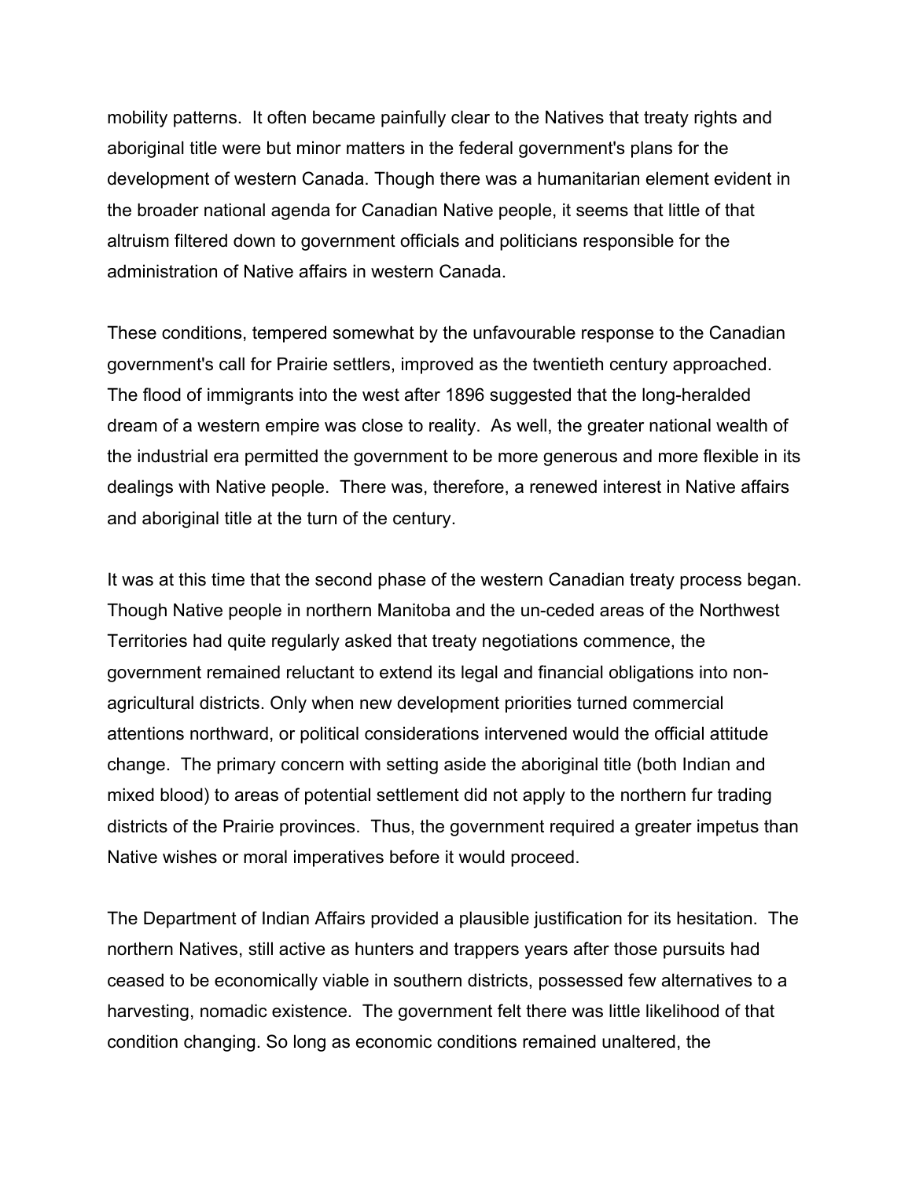mobility patterns. It often became painfully clear to the Natives that treaty rights and aboriginal title were but minor matters in the federal government's plans for the development of western Canada. Though there was a humanitarian element evident in the broader national agenda for Canadian Native people, it seems that little of that altruism filtered down to government officials and politicians responsible for the administration of Native affairs in western Canada.

These conditions, tempered somewhat by the unfavourable response to the Canadian government's call for Prairie settlers, improved as the twentieth century approached. The flood of immigrants into the west after 1896 suggested that the long-heralded dream of a western empire was close to reality. As well, the greater national wealth of the industrial era permitted the government to be more generous and more flexible in its dealings with Native people. There was, therefore, a renewed interest in Native affairs and aboriginal title at the turn of the century.

It was at this time that the second phase of the western Canadian treaty process began. Though Native people in northern Manitoba and the un-ceded areas of the Northwest Territories had quite regularly asked that treaty negotiations commence, the government remained reluctant to extend its legal and financial obligations into non-agricultural districts. Only when new development priorities turned commercial attentions northward, or political considerations intervened would the official attitude change. The primary concern with setting aside the aboriginal title (both Indian and mixed blood) to areas of potential settlement did not apply to the northern fur trading districts of the Prairie provinces. Thus, the government required a greater impetus than Native wishes or moral imperatives before it would proceed.

The Department of Indian Affairs provided a plausible justification for its hesitation. The northern Natives, still active as hunters and trappers years after those pursuits had ceased to be economically viable in southern districts, possessed few alternatives to a harvesting, nomadic existence. The government felt there was little likelihood of that condition changing. So long as economic conditions remained unaltered, the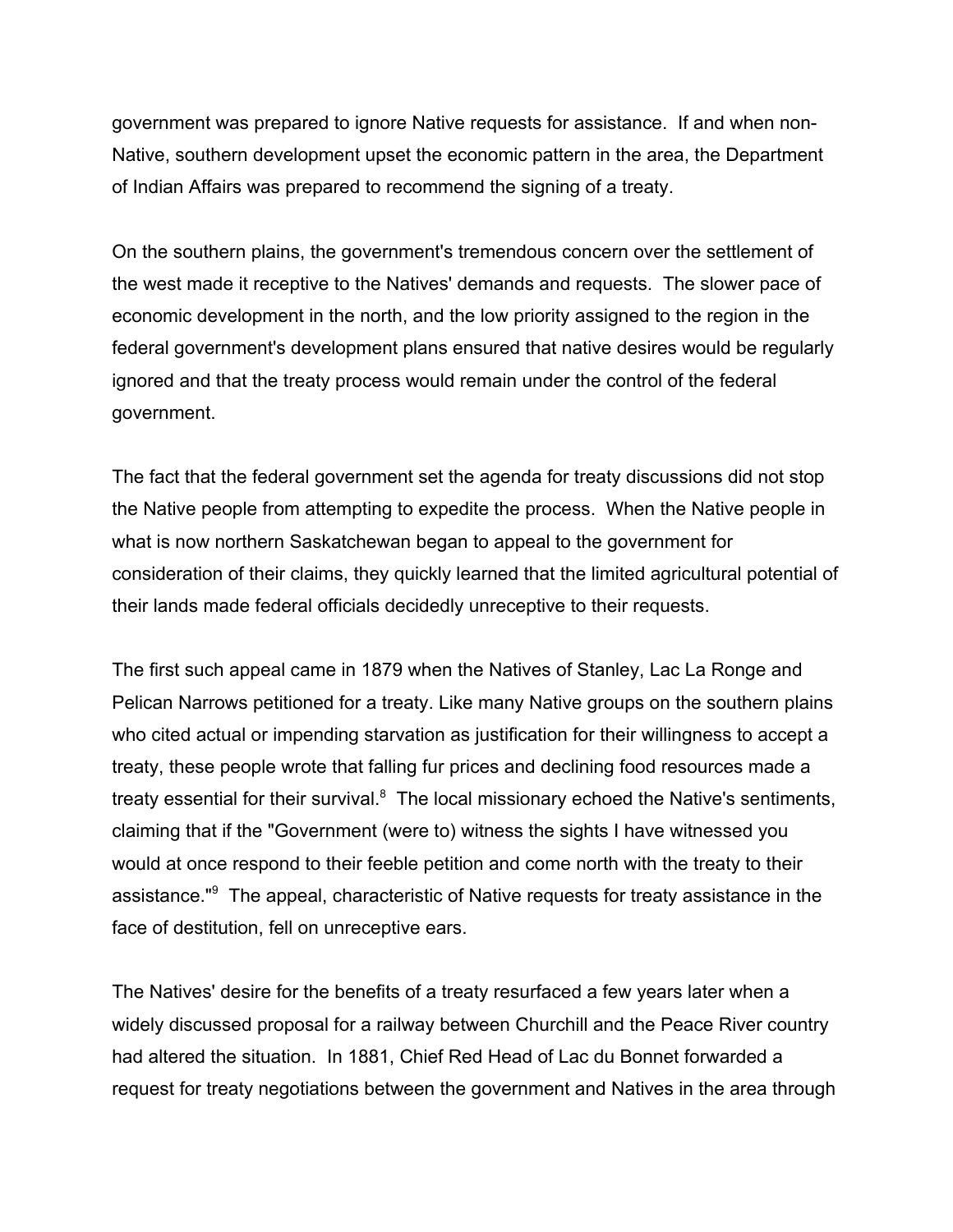government was prepared to ignore Native requests for assistance. If and when non-Native, southern development upset the economic pattern in the area, the Department of Indian Affairs was prepared to recommend the signing of a treaty.

On the southern plains, the government's tremendous concern over the settlement of the west made it receptive to the Natives' demands and requests. The slower pace of economic development in the north, and the low priority assigned to the region in the federal government's development plans ensured that native desires would be regularly ignored and that the treaty process would remain under the control of the federal government.

The fact that the federal government set the agenda for treaty discussions did not stop the Native people from attempting to expedite the process. When the Native people in what is now northern Saskatchewan began to appeal to the government for consideration of their claims, they quickly learned that the limited agricultural potential of their lands made federal officials decidedly unreceptive to their requests.

The first such appeal came in 1879 when the Natives of Stanley, Lac La Ronge and Pelican Narrows petitioned for a treaty. Like many Native groups on the southern plains who cited actual or impending starvation as justification for their willingness to accept a treaty, these people wrote that falling fur prices and declining food resources made a treaty essential for their survival.[8] The local missionary echoed the Native's sentiments, claiming that if the "Government (were to) witness the sights I have witnessed you would at once respond to their feeble petition and come north with the treaty to their assistance."[9] The appeal, characteristic of Native requests for treaty assistance in the face of destitution, fell on unreceptive ears.

The Natives' desire for the benefits of a treaty resurfaced a few years later when a widely discussed proposal for a railway between Churchill and the Peace River country had altered the situation. In 1881, Chief Red Head of Lac du Bonnet forwarded a request for treaty negotiations between the government and Natives in the area through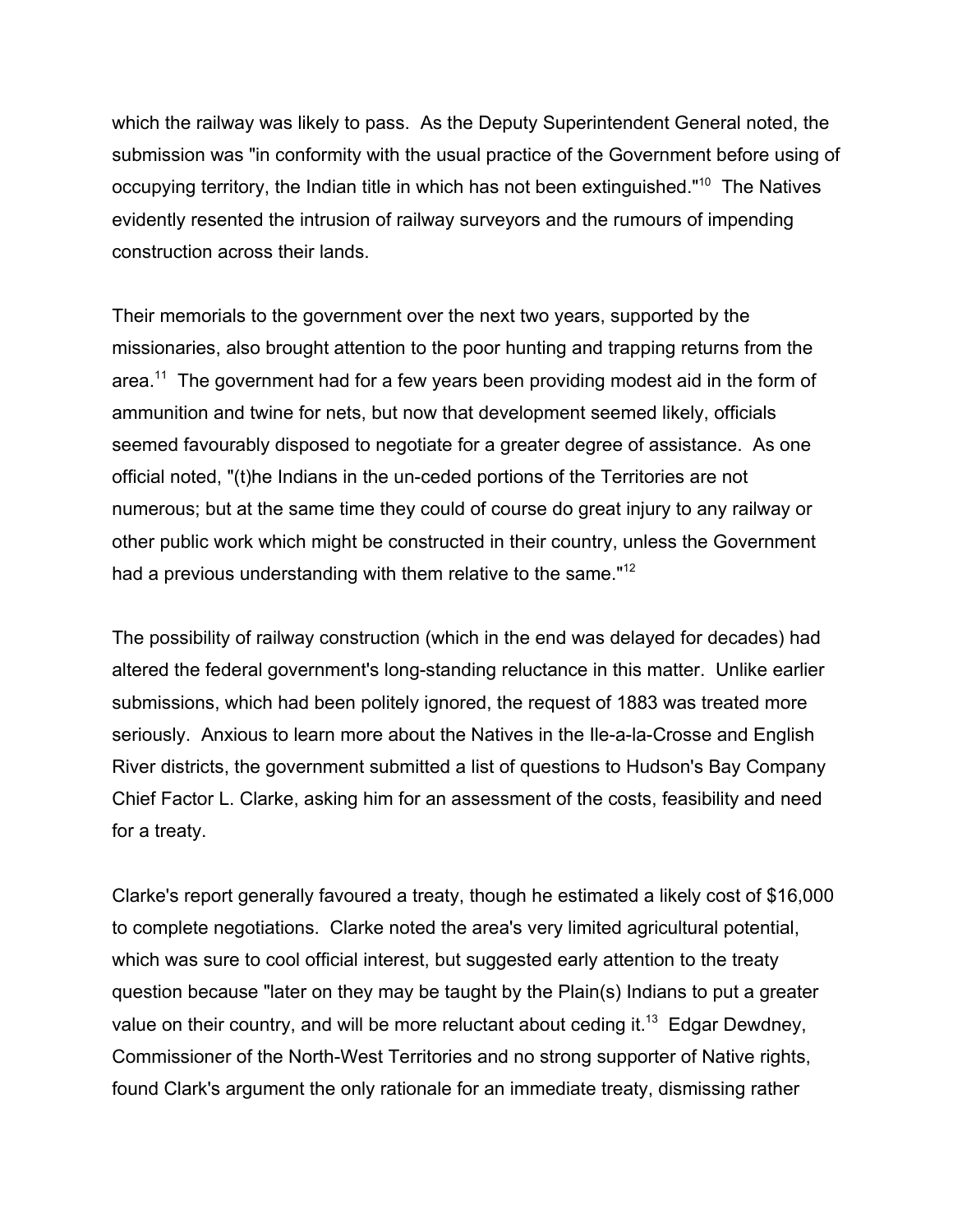which the railway was likely to pass. As the Deputy Superintendent General noted, the submission was "in conformity with the usual practice of the Government before using of occupying territory, the Indian title in which has not been extinguished."[10] The Natives evidently resented the intrusion of railway surveyors and the rumours of impending construction across their lands.

Their memorials to the government over the next two years, supported by the missionaries, also brought attention to the poor hunting and trapping returns from the area.[11] The government had for a few years been providing modest aid in the form of ammunition and twine for nets, but now that development seemed likely, officials seemed favourably disposed to negotiate for a greater degree of assistance. As one official noted, "(t)he Indians in the un-ceded portions of the Territories are not numerous; but at the same time they could of course do great injury to any railway or other public work which might be constructed in their country, unless the Government had a previous understanding with them relative to the same."[12]

The possibility of railway construction (which in the end was delayed for decades) had altered the federal government's long-standing reluctance in this matter. Unlike earlier submissions, which had been politely ignored, the request of 1883 was treated more seriously. Anxious to learn more about the Natives in the Ile-a-la-Crosse and English River districts, the government submitted a list of questions to Hudson's Bay Company Chief Factor L. Clarke, asking him for an assessment of the costs, feasibility and need for a treaty.

Clarke's report generally favoured a treaty, though he estimated a likely cost of $16,000 to complete negotiations. Clarke noted the area's very limited agricultural potential, which was sure to cool official interest, but suggested early attention to the treaty question because "later on they may be taught by the Plain(s) Indians to put a greater value on their country, and will be more reluctant about ceding it.[13] Edgar Dewdney, Commissioner of the North-West Territories and no strong supporter of Native rights, found Clark's argument the only rationale for an immediate treaty, dismissing rather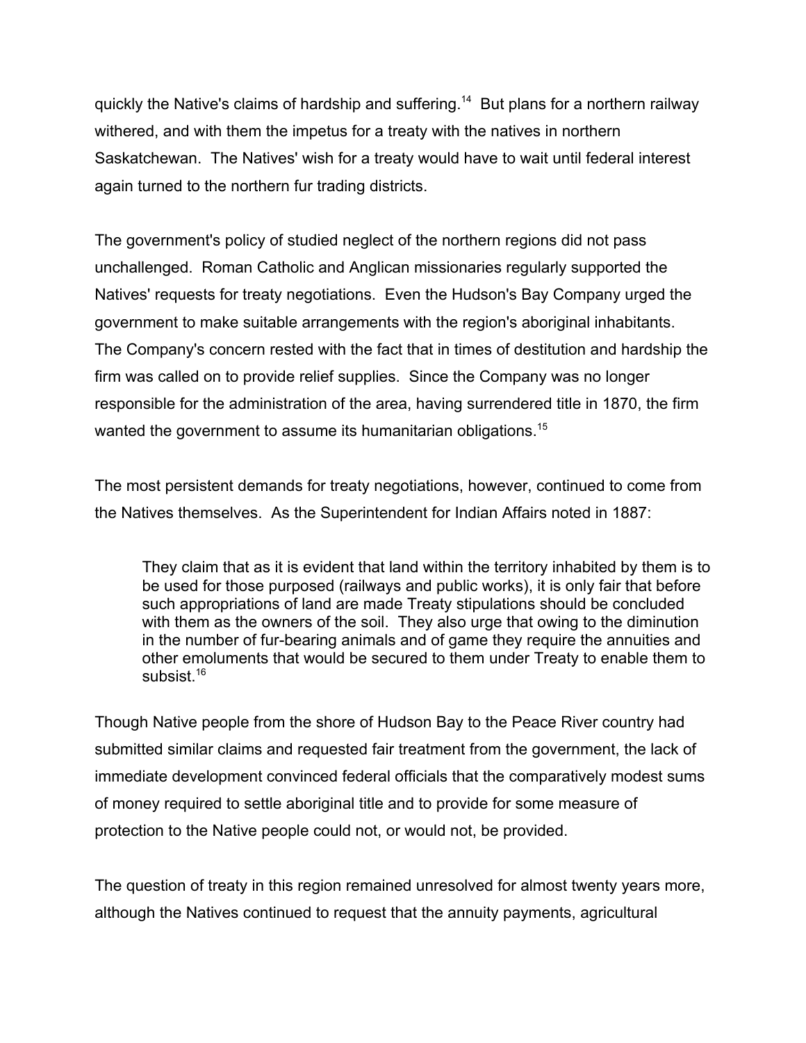quickly the Native's claims of hardship and suffering.[14] But plans for a northern railway withered, and with them the impetus for a treaty with the natives in northern Saskatchewan. The Natives' wish for a treaty would have to wait until federal interest again turned to the northern fur trading districts.

The government's policy of studied neglect of the northern regions did not pass unchallenged. Roman Catholic and Anglican missionaries regularly supported the Natives' requests for treaty negotiations. Even the Hudson's Bay Company urged the government to make suitable arrangements with the region's aboriginal inhabitants. The Company's concern rested with the fact that in times of destitution and hardship the firm was called on to provide relief supplies. Since the Company was no longer responsible for the administration of the area, having surrendered title in 1870, the firm wanted the government to assume its humanitarian obligations.[15]

The most persistent demands for treaty negotiations, however, continued to come from the Natives themselves. As the Superintendent for Indian Affairs noted in 1887:

> They claim that as it is evident that land within the territory inhabited by them is to be used for those purposed (railways and public works), it is only fair that before such appropriations of land are made Treaty stipulations should be concluded with them as the owners of the soil. They also urge that owing to the diminution in the number of fur-bearing animals and of game they require the annuities and other emoluments that would be secured to them under Treaty to enable them to subsist.[16]

Though Native people from the shore of Hudson Bay to the Peace River country had submitted similar claims and requested fair treatment from the government, the lack of immediate development convinced federal officials that the comparatively modest sums of money required to settle aboriginal title and to provide for some measure of protection to the Native people could not, or would not, be provided.

The question of treaty in this region remained unresolved for almost twenty years more, although the Natives continued to request that the annuity payments, agricultural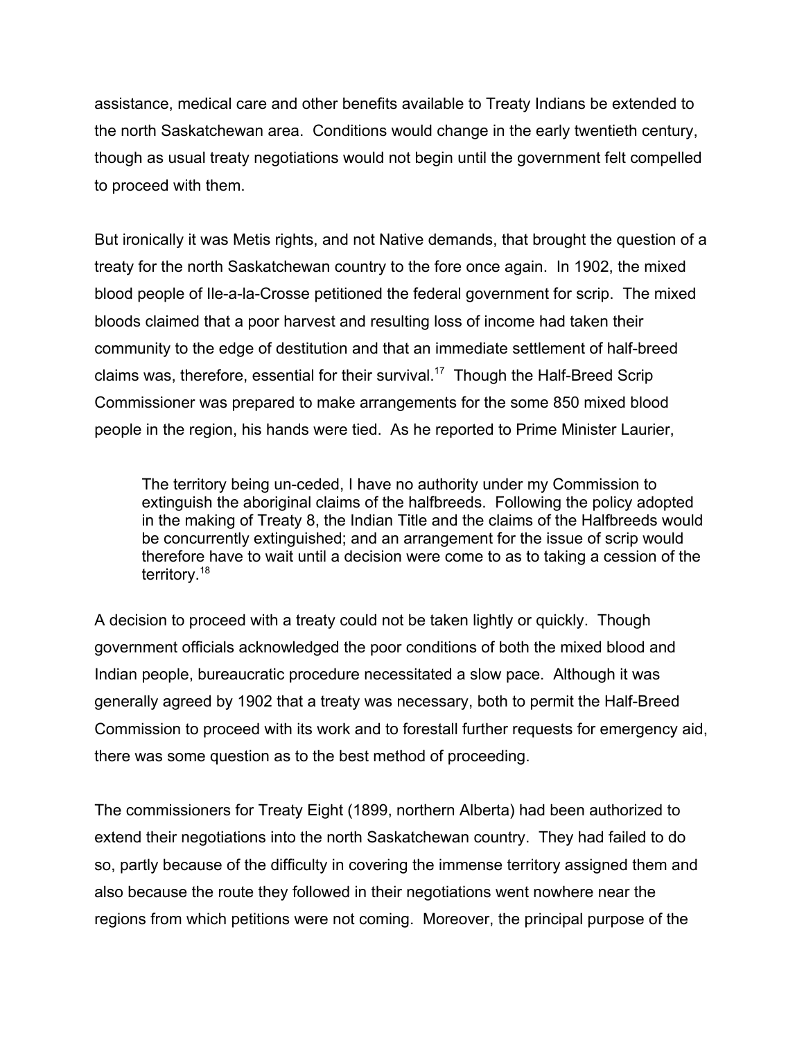assistance, medical care and other benefits available to Treaty Indians be extended to the north Saskatchewan area. Conditions would change in the early twentieth century, though as usual treaty negotiations would not begin until the government felt compelled to proceed with them.

But ironically it was Metis rights, and not Native demands, that brought the question of a treaty for the north Saskatchewan country to the fore once again. In 1902, the mixed blood people of Ile-a-la-Crosse petitioned the federal government for scrip. The mixed bloods claimed that a poor harvest and resulting loss of income had taken their community to the edge of destitution and that an immediate settlement of half-breed claims was, therefore, essential for their survival.[17] Though the Half-Breed Scrip Commissioner was prepared to make arrangements for the some 850 mixed blood people in the region, his hands were tied. As he reported to Prime Minister Laurier,

> The territory being un-ceded, I have no authority under my Commission to extinguish the aboriginal claims of the halfbreeds. Following the policy adopted in the making of Treaty 8, the Indian Title and the claims of the Halfbreeds would be concurrently extinguished; and an arrangement for the issue of scrip would therefore have to wait until a decision were come to as to taking a cession of the territory.[18]

A decision to proceed with a treaty could not be taken lightly or quickly. Though government officials acknowledged the poor conditions of both the mixed blood and Indian people, bureaucratic procedure necessitated a slow pace. Although it was generally agreed by 1902 that a treaty was necessary, both to permit the Half-Breed Commission to proceed with its work and to forestall further requests for emergency aid, there was some question as to the best method of proceeding.

The commissioners for Treaty Eight (1899, northern Alberta) had been authorized to extend their negotiations into the north Saskatchewan country. They had failed to do so, partly because of the difficulty in covering the immense territory assigned them and also because the route they followed in their negotiations went nowhere near the regions from which petitions were not coming. Moreover, the principal purpose of the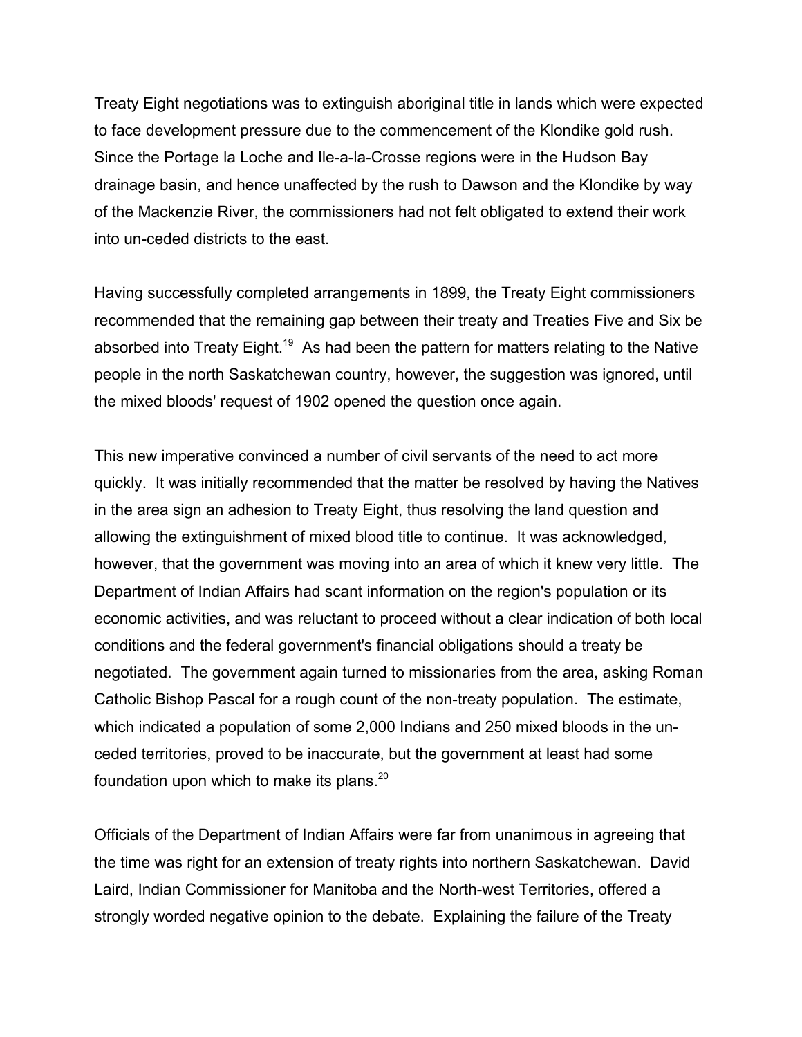Treaty Eight negotiations was to extinguish aboriginal title in lands which were expected to face development pressure due to the commencement of the Klondike gold rush. Since the Portage la Loche and Ile-a-la-Crosse regions were in the Hudson Bay drainage basin, and hence unaffected by the rush to Dawson and the Klondike by way of the Mackenzie River, the commissioners had not felt obligated to extend their work into un-ceded districts to the east.

Having successfully completed arrangements in 1899, the Treaty Eight commissioners recommended that the remaining gap between their treaty and Treaties Five and Six be absorbed into Treaty Eight.[19] As had been the pattern for matters relating to the Native people in the north Saskatchewan country, however, the suggestion was ignored, until the mixed bloods' request of 1902 opened the question once again.

This new imperative convinced a number of civil servants of the need to act more quickly. It was initially recommended that the matter be resolved by having the Natives in the area sign an adhesion to Treaty Eight, thus resolving the land question and allowing the extinguishment of mixed blood title to continue. It was acknowledged, however, that the government was moving into an area of which it knew very little. The Department of Indian Affairs had scant information on the region's population or its economic activities, and was reluctant to proceed without a clear indication of both local conditions and the federal government's financial obligations should a treaty be negotiated. The government again turned to missionaries from the area, asking Roman Catholic Bishop Pascal for a rough count of the non-treaty population. The estimate, which indicated a population of some 2,000 Indians and 250 mixed bloods in the un-ceded territories, proved to be inaccurate, but the government at least had some foundation upon which to make its plans.[20]

Officials of the Department of Indian Affairs were far from unanimous in agreeing that the time was right for an extension of treaty rights into northern Saskatchewan. David Laird, Indian Commissioner for Manitoba and the North-west Territories, offered a strongly worded negative opinion to the debate. Explaining the failure of the Treaty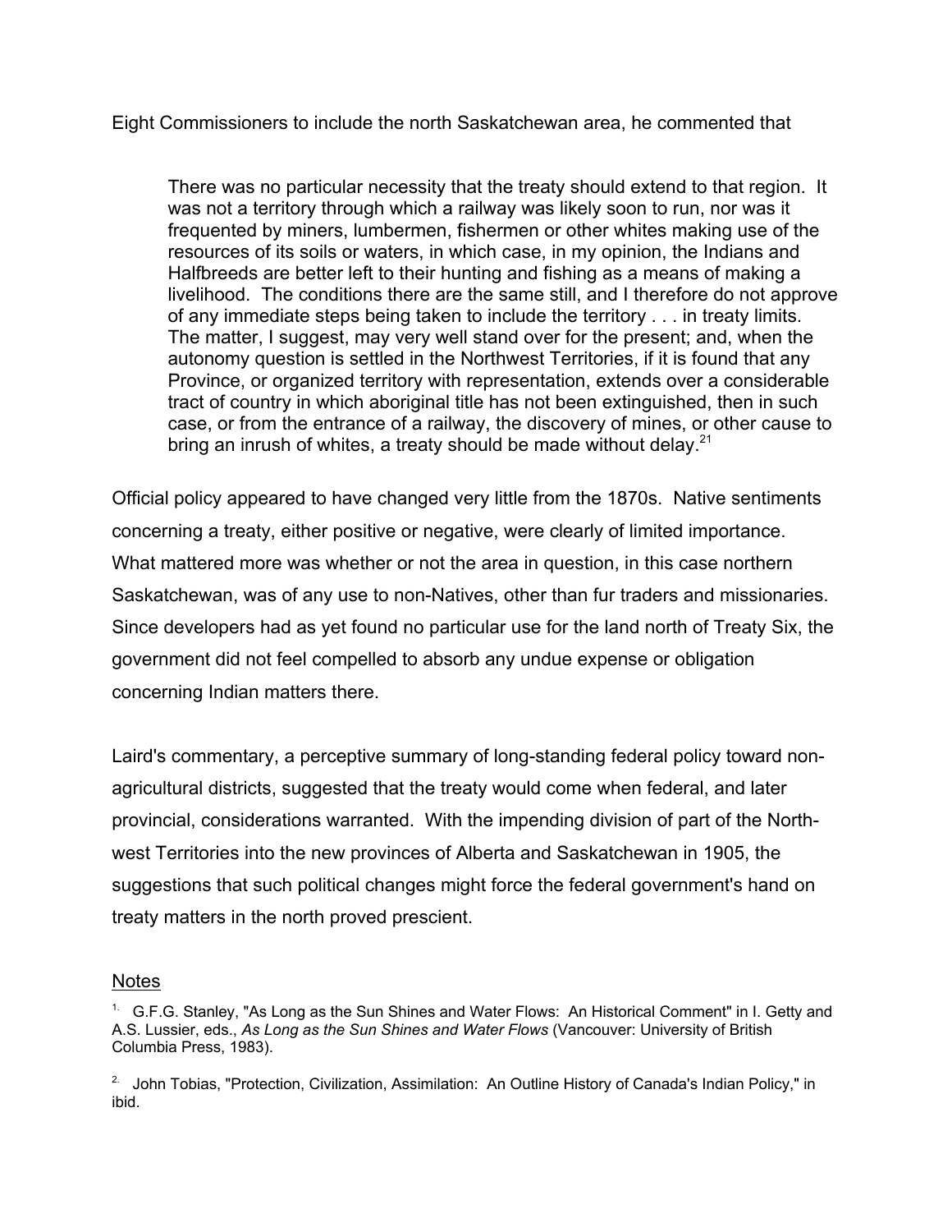Eight Commissioners to include the north Saskatchewan area, he commented that

> There was no particular necessity that the treaty should extend to that region. It was not a territory through which a railway was likely soon to run, nor was it frequented by miners, lumbermen, fishermen or other whites making use of the resources of its soils or waters, in which case, in my opinion, the Indians and Halfbreeds are better left to their hunting and fishing as a means of making a livelihood. The conditions there are the same still, and I therefore do not approve of any immediate steps being taken to include the territory . . . in treaty limits. The matter, I suggest, may very well stand over for the present; and, when the autonomy question is settled in the Northwest Territories, if it is found that any Province, or organized territory with representation, extends over a considerable tract of country in which aboriginal title has not been extinguished, then in such case, or from the entrance of a railway, the discovery of mines, or other cause to bring an inrush of whites, a treaty should be made without delay.[21]

Official policy appeared to have changed very little from the 1870s. Native sentiments concerning a treaty, either positive or negative, were clearly of limited importance. What mattered more was whether or not the area in question, in this case northern Saskatchewan, was of any use to non-Natives, other than fur traders and missionaries. Since developers had as yet found no particular use for the land north of Treaty Six, the government did not feel compelled to absorb any undue expense or obligation concerning Indian matters there.

Laird's commentary, a perceptive summary of long-standing federal policy toward non-agricultural districts, suggested that the treaty would come when federal, and later provincial, considerations warranted. With the impending division of part of the North-west Territories into the new provinces of Alberta and Saskatchewan in 1905, the suggestions that such political changes might force the federal government's hand on treaty matters in the north proved prescient.

## Notes

1. G.F.G. Stanley, "As Long as the Sun Shines and Water Flows: An Historical Comment" in I. Getty and A.S. Lussier, eds., *As Long as the Sun Shines and Water Flows* (Vancouver: University of British Columbia Press, 1983).

2. John Tobias, "Protection, Civilization, Assimilation: An Outline History of Canada's Indian Policy," in ibid.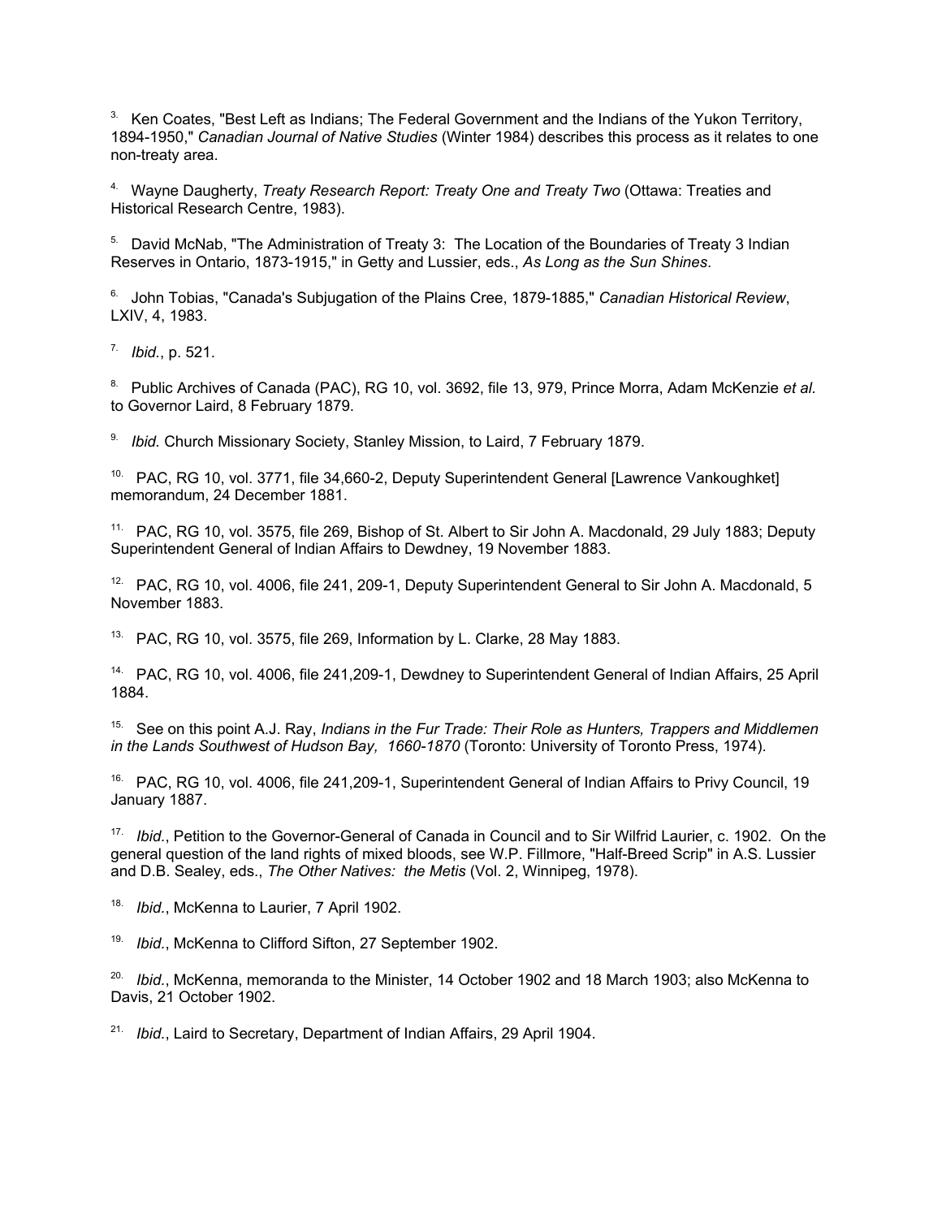[3] Ken Coates, "Best Left as Indians; The Federal Government and the Indians of the Yukon Territory, 1894-1950," *Canadian Journal of Native Studies* (Winter 1984) describes this process as it relates to one non-treaty area.

[4] Wayne Daugherty, *Treaty Research Report: Treaty One and Treaty Two* (Ottawa: Treaties and Historical Research Centre, 1983).

[5] David McNab, "The Administration of Treaty 3: The Location of the Boundaries of Treaty 3 Indian Reserves in Ontario, 1873-1915," in Getty and Lussier, eds., *As Long as the Sun Shines*.

[6] John Tobias, "Canada's Subjugation of the Plains Cree, 1879-1885," *Canadian Historical Review*, LXIV, 4, 1983.

[7] *Ibid.*, p. 521.

[8] Public Archives of Canada (PAC), RG 10, vol. 3692, file 13, 979, Prince Morra, Adam McKenzie *et al.* to Governor Laird, 8 February 1879.

[9] *Ibid.* Church Missionary Society, Stanley Mission, to Laird, 7 February 1879.

[10] PAC, RG 10, vol. 3771, file 34,660-2, Deputy Superintendent General [Lawrence Vankoughnet] memorandum, 24 December 1881.

[11] PAC, RG 10, vol. 3575, file 269, Bishop of St. Albert to Sir John A. Macdonald, 29 July 1883; Deputy Superintendent General of Indian Affairs to Dewdney, 19 November 1883.

[12] PAC, RG 10, vol. 4006, file 241, 209-1, Deputy Superintendent General to Sir John A. Macdonald, 5 November 1883.

[13] PAC, RG 10, vol. 3575, file 269, Information by L. Clarke, 28 May 1883.

[14] PAC, RG 10, vol. 4006, file 241,209-1, Dewdney to Superintendent General of Indian Affairs, 25 April 1884.

[15] See on this point A.J. Ray, *Indians in the Fur Trade: Their Role as Hunters, Trappers and Middlemen in the Lands Southwest of Hudson Bay, 1660-1870* (Toronto: University of Toronto Press, 1974).

[16] PAC, RG 10, vol. 4006, file 241,209-1, Superintendent General of Indian Affairs to Privy Council, 19 January 1887.

[17] *Ibid.*, Petition to the Governor-General of Canada in Council and to Sir Wilfrid Laurier, c. 1902. On the general question of the land rights of mixed bloods, see W.P. Fillmore, "Half-Breed Scrip" in A.S. Lussier and D.B. Sealey, eds., *The Other Natives: the Metis* (Vol. 2, Winnipeg, 1978).

[18] *Ibid.*, McKenna to Laurier, 7 April 1902.

[19] *Ibid.*, McKenna to Clifford Sifton, 27 September 1902.

[20] *Ibid.*, McKenna, memoranda to the Minister, 14 October 1902 and 18 March 1903; also McKenna to Davis, 21 October 1902.

[21] *Ibid.*, Laird to Secretary, Department of Indian Affairs, 29 April 1904.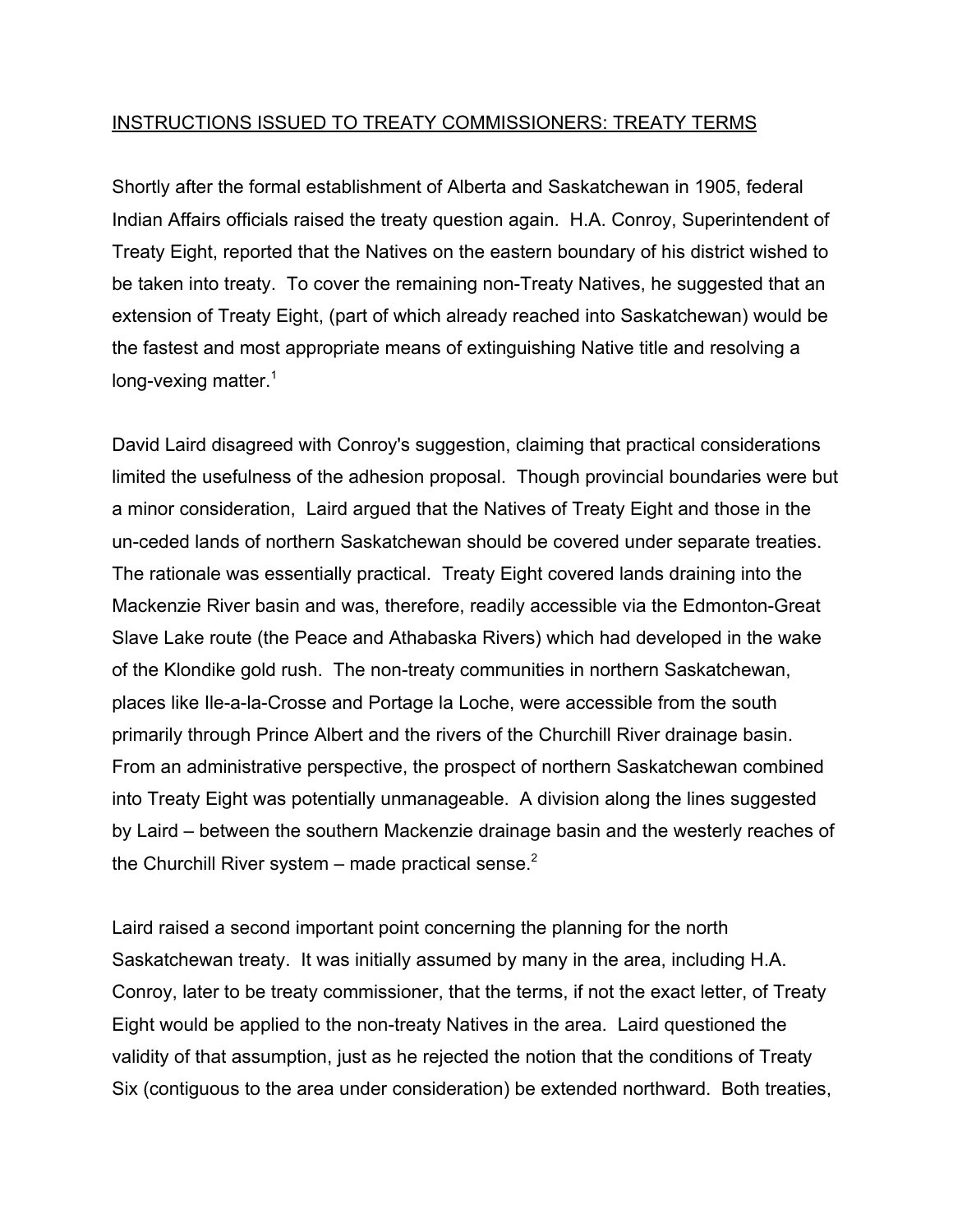<u>INSTRUCTIONS ISSUED TO TREATY COMMISSIONERS: TREATY TERMS</u>

Shortly after the formal establishment of Alberta and Saskatchewan in 1905, federal Indian Affairs officials raised the treaty question again. H.A. Conroy, Superintendent of Treaty Eight, reported that the Natives on the eastern boundary of his district wished to be taken into treaty. To cover the remaining non-Treaty Natives, he suggested that an extension of Treaty Eight, (part of which already reached into Saskatchewan) would be the fastest and most appropriate means of extinguishing Native title and resolving a long-vexing matter.[1]

David Laird disagreed with Conroy's suggestion, claiming that practical considerations limited the usefulness of the adhesion proposal. Though provincial boundaries were but a minor consideration, Laird argued that the Natives of Treaty Eight and those in the un-ceded lands of northern Saskatchewan should be covered under separate treaties. The rationale was essentially practical. Treaty Eight covered lands draining into the Mackenzie River basin and was, therefore, readily accessible via the Edmonton-Great Slave Lake route (the Peace and Athabaska Rivers) which had developed in the wake of the Klondike gold rush. The non-treaty communities in northern Saskatchewan, places like Ile-a-la-Crosse and Portage la Loche, were accessible from the south primarily through Prince Albert and the rivers of the Churchill River drainage basin. From an administrative perspective, the prospect of northern Saskatchewan combined into Treaty Eight was potentially unmanageable. A division along the lines suggested by Laird – between the southern Mackenzie drainage basin and the westerly reaches of the Churchill River system – made practical sense.[2]

Laird raised a second important point concerning the planning for the north Saskatchewan treaty. It was initially assumed by many in the area, including H.A. Conroy, later to be treaty commissioner, that the terms, if not the exact letter, of Treaty Eight would be applied to the non-treaty Natives in the area. Laird questioned the validity of that assumption, just as he rejected the notion that the conditions of Treaty Six (contiguous to the area under consideration) be extended northward. Both treaties,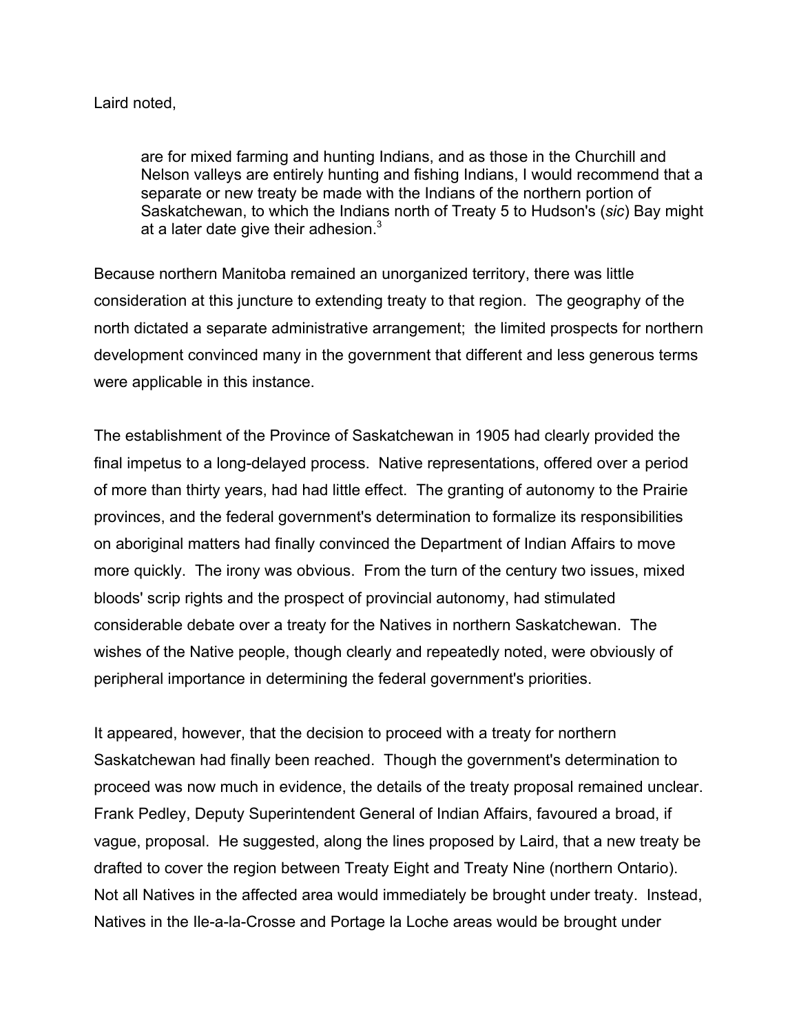Laird noted,

> are for mixed farming and hunting Indians, and as those in the Churchill and Nelson valleys are entirely hunting and fishing Indians, I would recommend that a separate or new treaty be made with the Indians of the northern portion of Saskatchewan, to which the Indians north of Treaty 5 to Hudson's (*sic*) Bay might at a later date give their adhesion.[3]

Because northern Manitoba remained an unorganized territory, there was little consideration at this juncture to extending treaty to that region. The geography of the north dictated a separate administrative arrangement; the limited prospects for northern development convinced many in the government that different and less generous terms were applicable in this instance.

The establishment of the Province of Saskatchewan in 1905 had clearly provided the final impetus to a long-delayed process. Native representations, offered over a period of more than thirty years, had had little effect. The granting of autonomy to the Prairie provinces, and the federal government's determination to formalize its responsibilities on aboriginal matters had finally convinced the Department of Indian Affairs to move more quickly. The irony was obvious. From the turn of the century two issues, mixed bloods' scrip rights and the prospect of provincial autonomy, had stimulated considerable debate over a treaty for the Natives in northern Saskatchewan. The wishes of the Native people, though clearly and repeatedly noted, were obviously of peripheral importance in determining the federal government's priorities.

It appeared, however, that the decision to proceed with a treaty for northern Saskatchewan had finally been reached. Though the government's determination to proceed was now much in evidence, the details of the treaty proposal remained unclear. Frank Pedley, Deputy Superintendent General of Indian Affairs, favoured a broad, if vague, proposal. He suggested, along the lines proposed by Laird, that a new treaty be drafted to cover the region between Treaty Eight and Treaty Nine (northern Ontario). Not all Natives in the affected area would immediately be brought under treaty. Instead, Natives in the Ile-a-la-Crosse and Portage la Loche areas would be brought under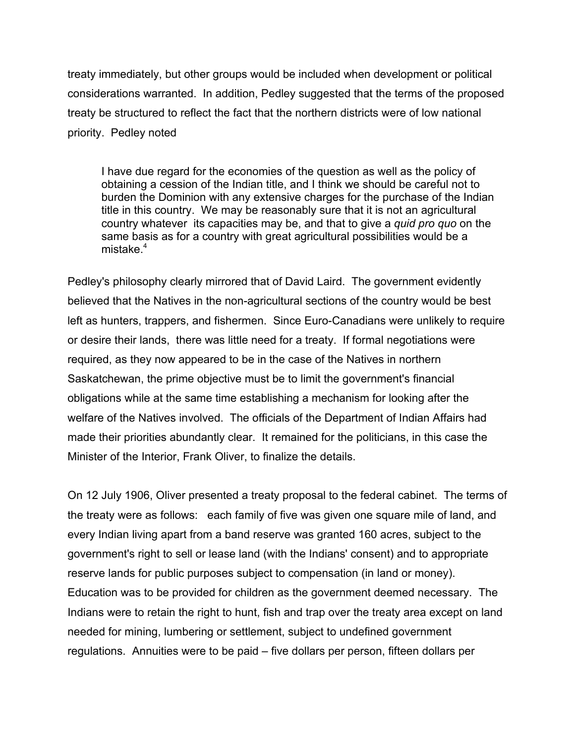treaty immediately, but other groups would be included when development or political considerations warranted. In addition, Pedley suggested that the terms of the proposed treaty be structured to reflect the fact that the northern districts were of low national priority. Pedley noted

> I have due regard for the economies of the question as well as the policy of obtaining a cession of the Indian title, and I think we should be careful not to burden the Dominion with any extensive charges for the purchase of the Indian title in this country. We may be reasonably sure that it is not an agricultural country whatever its capacities may be, and that to give a *quid pro quo* on the same basis as for a country with great agricultural possibilities would be a mistake.[4]

Pedley's philosophy clearly mirrored that of David Laird. The government evidently believed that the Natives in the non-agricultural sections of the country would be best left as hunters, trappers, and fishermen. Since Euro-Canadians were unlikely to require or desire their lands, there was little need for a treaty. If formal negotiations were required, as they now appeared to be in the case of the Natives in northern Saskatchewan, the prime objective must be to limit the government's financial obligations while at the same time establishing a mechanism for looking after the welfare of the Natives involved. The officials of the Department of Indian Affairs had made their priorities abundantly clear. It remained for the politicians, in this case the Minister of the Interior, Frank Oliver, to finalize the details.

On 12 July 1906, Oliver presented a treaty proposal to the federal cabinet. The terms of the treaty were as follows: each family of five was given one square mile of land, and every Indian living apart from a band reserve was granted 160 acres, subject to the government's right to sell or lease land (with the Indians' consent) and to appropriate reserve lands for public purposes subject to compensation (in land or money). Education was to be provided for children as the government deemed necessary. The Indians were to retain the right to hunt, fish and trap over the treaty area except on land needed for mining, lumbering or settlement, subject to undefined government regulations. Annuities were to be paid – five dollars per person, fifteen dollars per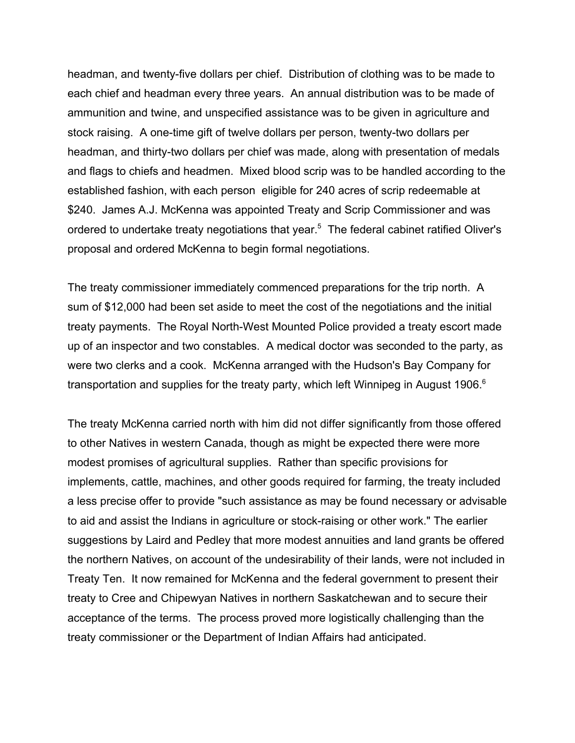headman, and twenty-five dollars per chief. Distribution of clothing was to be made to each chief and headman every three years. An annual distribution was to be made of ammunition and twine, and unspecified assistance was to be given in agriculture and stock raising. A one-time gift of twelve dollars per person, twenty-two dollars per headman, and thirty-two dollars per chief was made, along with presentation of medals and flags to chiefs and headmen. Mixed blood scrip was to be handled according to the established fashion, with each person eligible for 240 acres of scrip redeemable at $240. James A.J. McKenna was appointed Treaty and Scrip Commissioner and was ordered to undertake treaty negotiations that year.[5] The federal cabinet ratified Oliver's proposal and ordered McKenna to begin formal negotiations.

The treaty commissioner immediately commenced preparations for the trip north. A sum of $12,000 had been set aside to meet the cost of the negotiations and the initial treaty payments. The Royal North-West Mounted Police provided a treaty escort made up of an inspector and two constables. A medical doctor was seconded to the party, as were two clerks and a cook. McKenna arranged with the Hudson's Bay Company for transportation and supplies for the treaty party, which left Winnipeg in August 1906.[6]

The treaty McKenna carried north with him did not differ significantly from those offered to other Natives in western Canada, though as might be expected there were more modest promises of agricultural supplies. Rather than specific provisions for implements, cattle, machines, and other goods required for farming, the treaty included a less precise offer to provide "such assistance as may be found necessary or advisable to aid and assist the Indians in agriculture or stock-raising or other work." The earlier suggestions by Laird and Pedley that more modest annuities and land grants be offered the northern Natives, on account of the undesirability of their lands, were not included in Treaty Ten. It now remained for McKenna and the federal government to present their treaty to Cree and Chipewyan Natives in northern Saskatchewan and to secure their acceptance of the terms. The process proved more logistically challenging than the treaty commissioner or the Department of Indian Affairs had anticipated.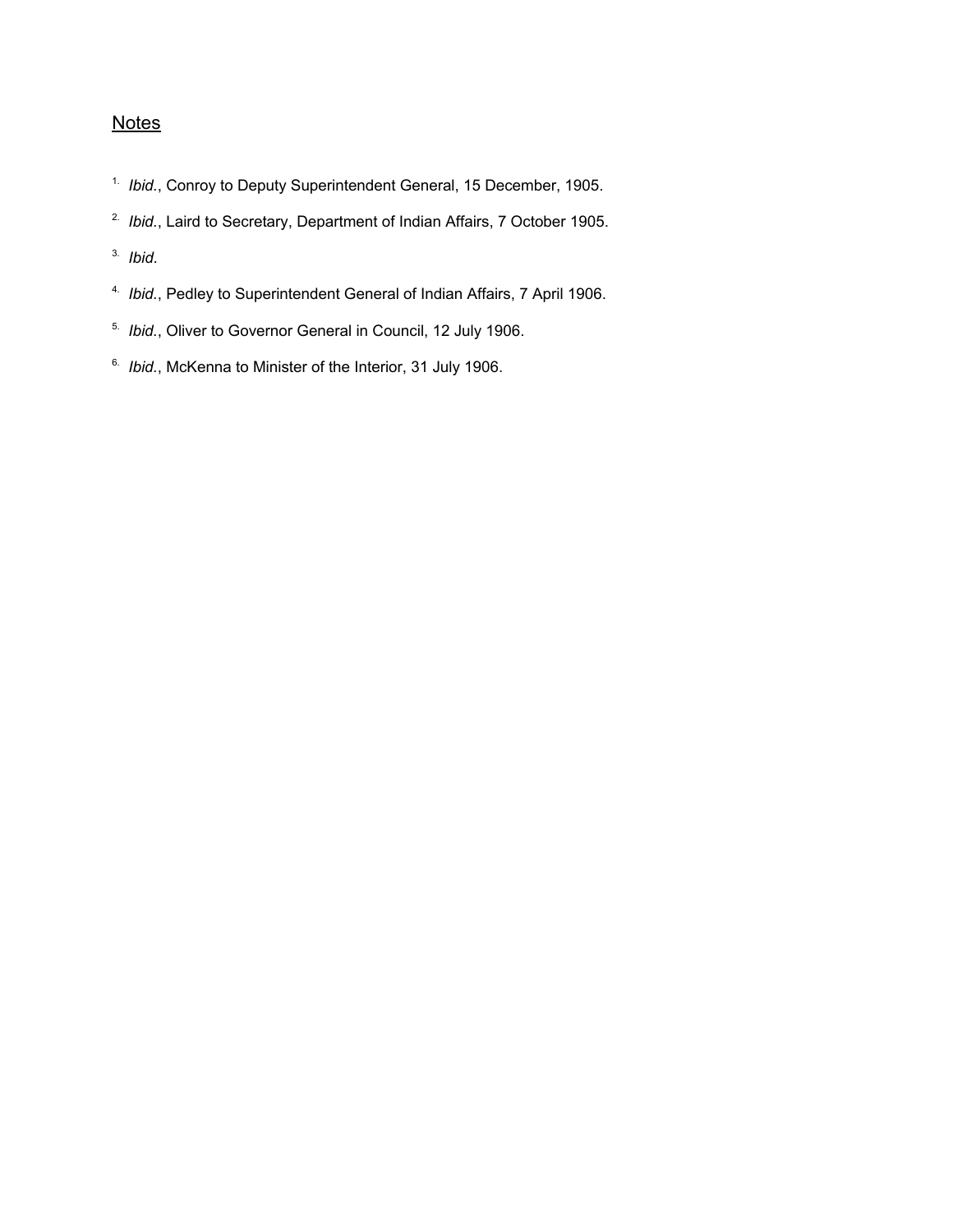## Notes

1. *Ibid.*, Conroy to Deputy Superintendent General, 15 December, 1905.
2. *Ibid.*, Laird to Secretary, Department of Indian Affairs, 7 October 1905.
3. *Ibid.*
4. *Ibid.*, Pedley to Superintendent General of Indian Affairs, 7 April 1906.
5. *Ibid.*, Oliver to Governor General in Council, 12 July 1906.
6. *Ibid.*, McKenna to Minister of the Interior, 31 July 1906.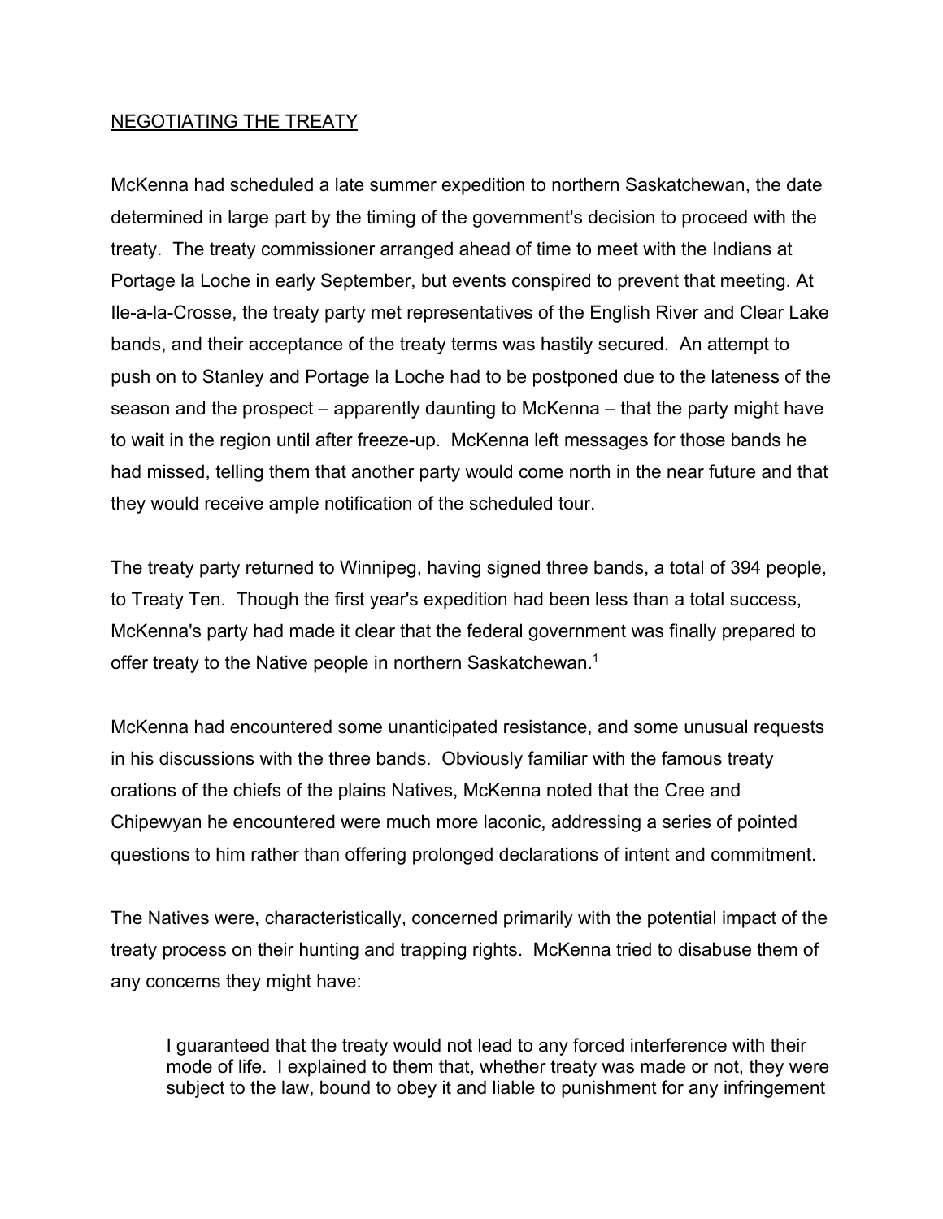## NEGOTIATING THE TREATY

McKenna had scheduled a late summer expedition to northern Saskatchewan, the date determined in large part by the timing of the government's decision to proceed with the treaty. The treaty commissioner arranged ahead of time to meet with the Indians at Portage la Loche in early September, but events conspired to prevent that meeting. At Ile-a-la-Crosse, the treaty party met representatives of the English River and Clear Lake bands, and their acceptance of the treaty terms was hastily secured. An attempt to push on to Stanley and Portage la Loche had to be postponed due to the lateness of the season and the prospect – apparently daunting to McKenna – that the party might have to wait in the region until after freeze-up. McKenna left messages for those bands he had missed, telling them that another party would come north in the near future and that they would receive ample notification of the scheduled tour.

The treaty party returned to Winnipeg, having signed three bands, a total of 394 people, to Treaty Ten. Though the first year's expedition had been less than a total success, McKenna's party had made it clear that the federal government was finally prepared to offer treaty to the Native people in northern Saskatchewan.[1]

McKenna had encountered some unanticipated resistance, and some unusual requests in his discussions with the three bands. Obviously familiar with the famous treaty orations of the chiefs of the plains Natives, McKenna noted that the Cree and Chipewyan he encountered were much more laconic, addressing a series of pointed questions to him rather than offering prolonged declarations of intent and commitment.

The Natives were, characteristically, concerned primarily with the potential impact of the treaty process on their hunting and trapping rights. McKenna tried to disabuse them of any concerns they might have:

> I guaranteed that the treaty would not lead to any forced interference with their mode of life. I explained to them that, whether treaty was made or not, they were subject to the law, bound to obey it and liable to punishment for any infringement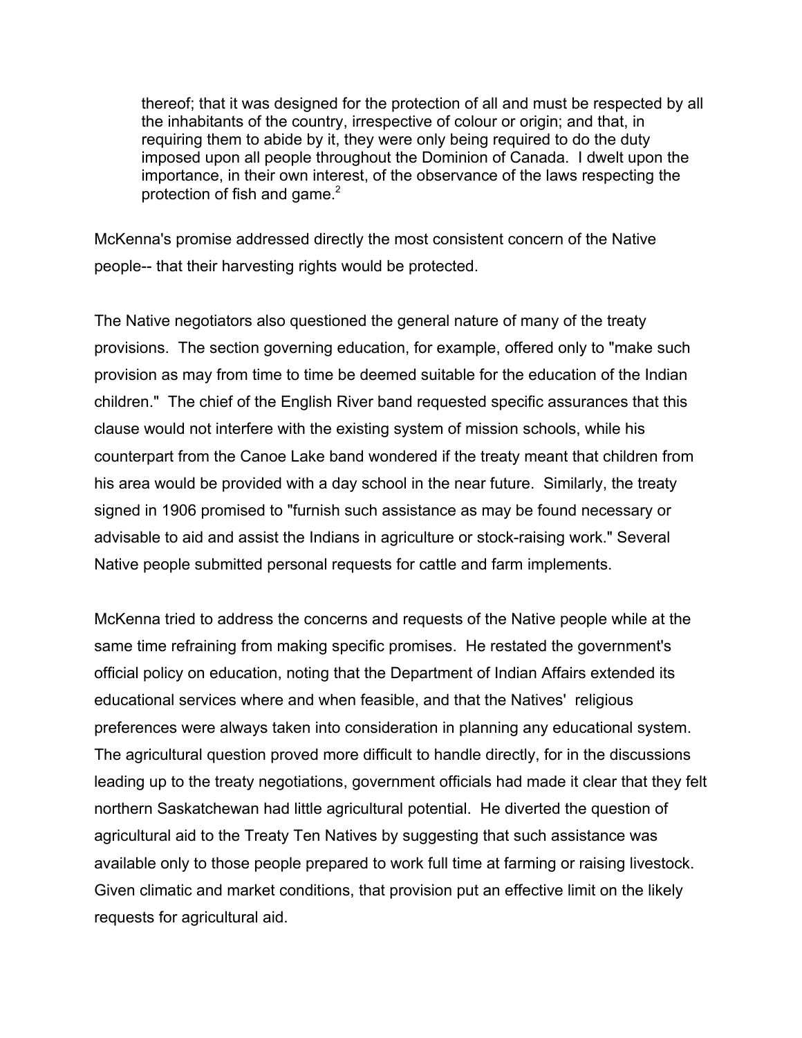> thereof; that it was designed for the protection of all and must be respected by all the inhabitants of the country, irrespective of colour or origin; and that, in requiring them to abide by it, they were only being required to do the duty imposed upon all people throughout the Dominion of Canada. I dwelt upon the importance, in their own interest, of the observance of the laws respecting the protection of fish and game.[2]

McKenna's promise addressed directly the most consistent concern of the Native people-- that their harvesting rights would be protected.

The Native negotiators also questioned the general nature of many of the treaty provisions. The section governing education, for example, offered only to "make such provision as may from time to time be deemed suitable for the education of the Indian children." The chief of the English River band requested specific assurances that this clause would not interfere with the existing system of mission schools, while his counterpart from the Canoe Lake band wondered if the treaty meant that children from his area would be provided with a day school in the near future. Similarly, the treaty signed in 1906 promised to "furnish such assistance as may be found necessary or advisable to aid and assist the Indians in agriculture or stock-raising work." Several Native people submitted personal requests for cattle and farm implements.

McKenna tried to address the concerns and requests of the Native people while at the same time refraining from making specific promises. He restated the government's official policy on education, noting that the Department of Indian Affairs extended its educational services where and when feasible, and that the Natives' religious preferences were always taken into consideration in planning any educational system. The agricultural question proved more difficult to handle directly, for in the discussions leading up to the treaty negotiations, government officials had made it clear that they felt northern Saskatchewan had little agricultural potential. He diverted the question of agricultural aid to the Treaty Ten Natives by suggesting that such assistance was available only to those people prepared to work full time at farming or raising livestock. Given climatic and market conditions, that provision put an effective limit on the likely requests for agricultural aid.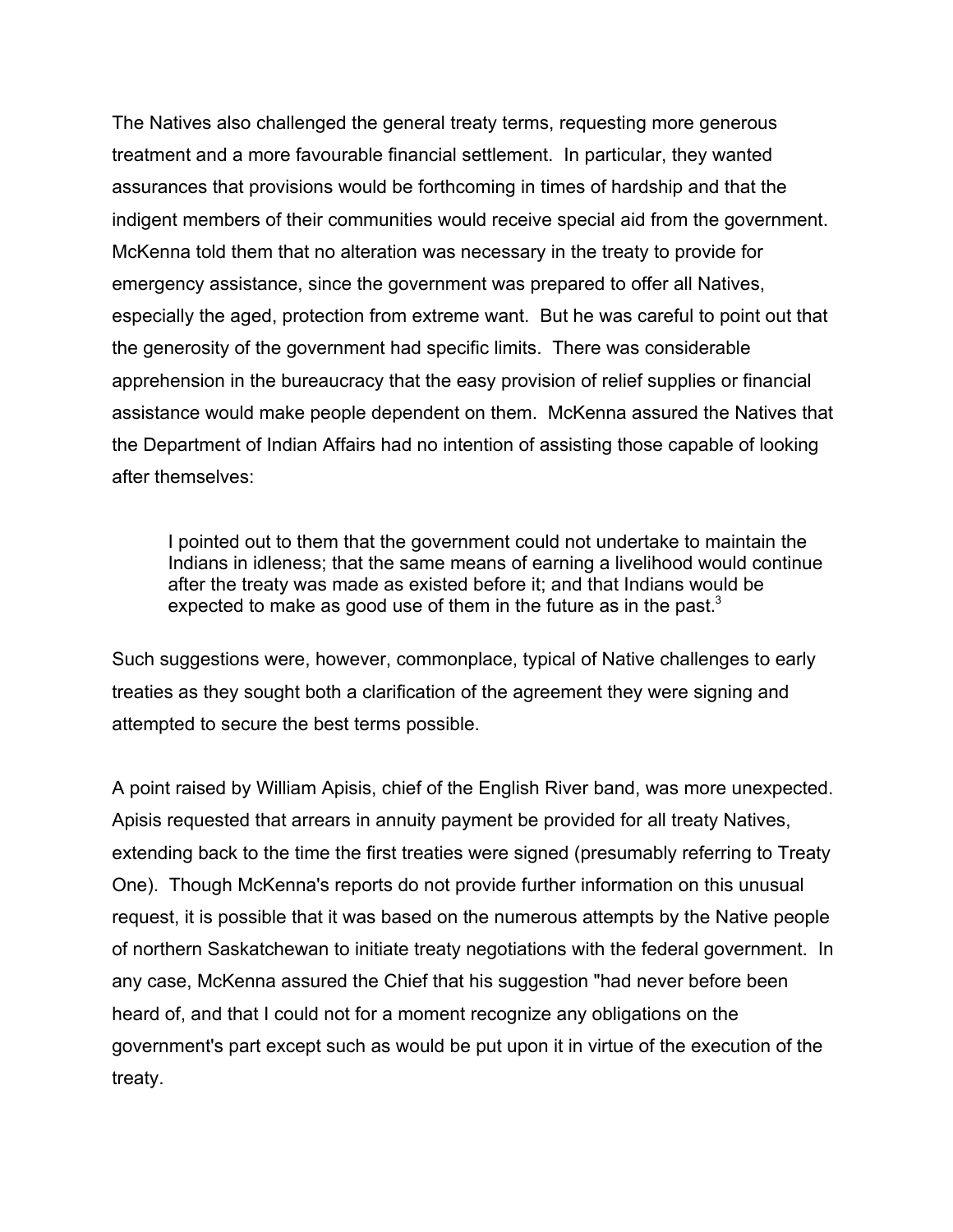The Natives also challenged the general treaty terms, requesting more generous treatment and a more favourable financial settlement. In particular, they wanted assurances that provisions would be forthcoming in times of hardship and that the indigent members of their communities would receive special aid from the government. McKenna told them that no alteration was necessary in the treaty to provide for emergency assistance, since the government was prepared to offer all Natives, especially the aged, protection from extreme want. But he was careful to point out that the generosity of the government had specific limits. There was considerable apprehension in the bureaucracy that the easy provision of relief supplies or financial assistance would make people dependent on them. McKenna assured the Natives that the Department of Indian Affairs had no intention of assisting those capable of looking after themselves:

> I pointed out to them that the government could not undertake to maintain the Indians in idleness; that the same means of earning a livelihood would continue after the treaty was made as existed before it; and that Indians would be expected to make as good use of them in the future as in the past.[3]

Such suggestions were, however, commonplace, typical of Native challenges to early treaties as they sought both a clarification of the agreement they were signing and attempted to secure the best terms possible.

A point raised by William Apisis, chief of the English River band, was more unexpected. Apisis requested that arrears in annuity payment be provided for all treaty Natives, extending back to the time the first treaties were signed (presumably referring to Treaty One). Though McKenna's reports do not provide further information on this unusual request, it is possible that it was based on the numerous attempts by the Native people of northern Saskatchewan to initiate treaty negotiations with the federal government. In any case, McKenna assured the Chief that his suggestion "had never before been heard of, and that I could not for a moment recognize any obligations on the government's part except such as would be put upon it in virtue of the execution of the treaty.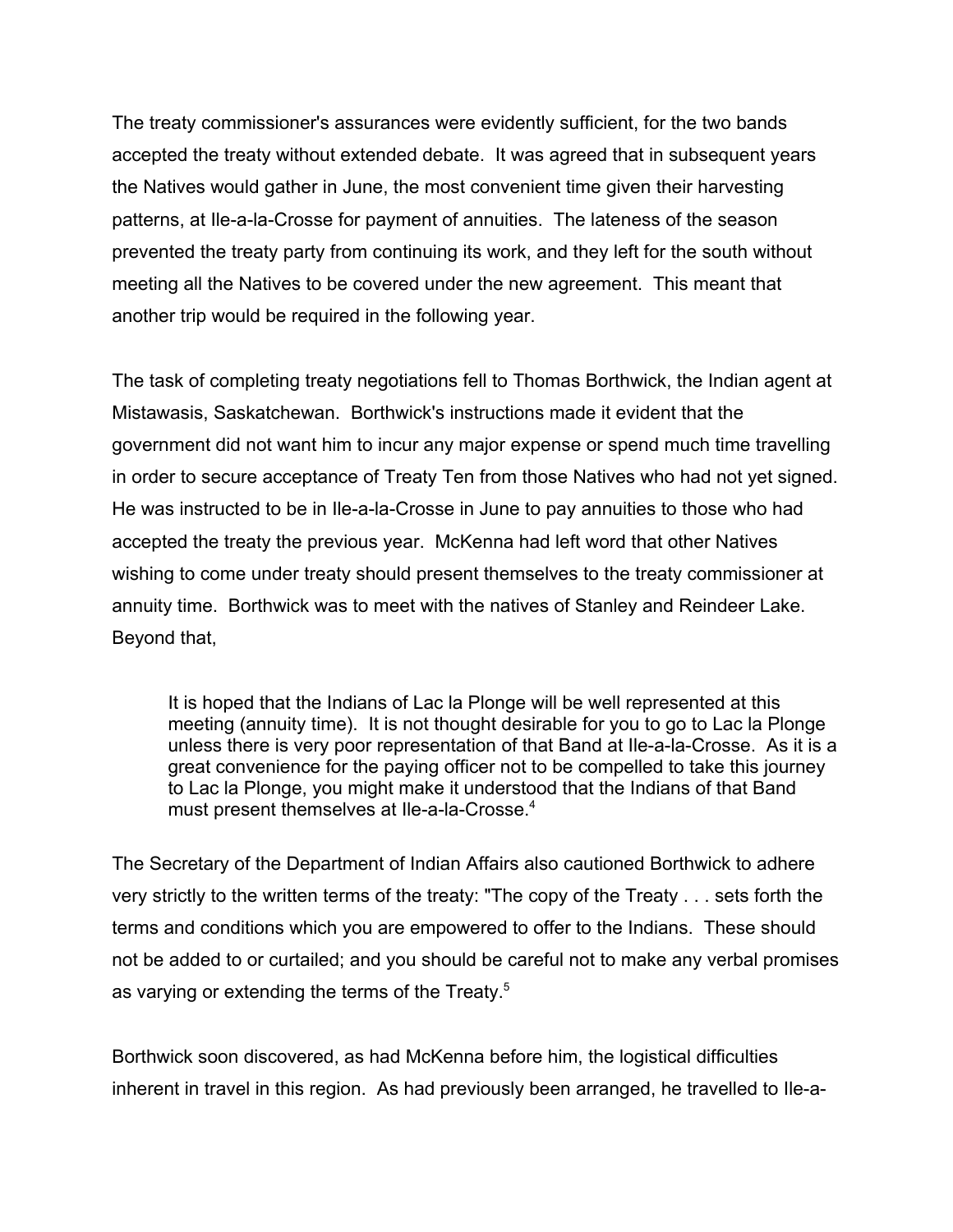The treaty commissioner's assurances were evidently sufficient, for the two bands accepted the treaty without extended debate. It was agreed that in subsequent years the Natives would gather in June, the most convenient time given their harvesting patterns, at Ile-a-la-Crosse for payment of annuities. The lateness of the season prevented the treaty party from continuing its work, and they left for the south without meeting all the Natives to be covered under the new agreement. This meant that another trip would be required in the following year.

The task of completing treaty negotiations fell to Thomas Borthwick, the Indian agent at Mistawasis, Saskatchewan. Borthwick's instructions made it evident that the government did not want him to incur any major expense or spend much time travelling in order to secure acceptance of Treaty Ten from those Natives who had not yet signed. He was instructed to be in Ile-a-la-Crosse in June to pay annuities to those who had accepted the treaty the previous year. McKenna had left word that other Natives wishing to come under treaty should present themselves to the treaty commissioner at annuity time. Borthwick was to meet with the natives of Stanley and Reindeer Lake. Beyond that,

> It is hoped that the Indians of Lac la Plonge will be well represented at this meeting (annuity time). It is not thought desirable for you to go to Lac la Plonge unless there is very poor representation of that Band at Ile-a-la-Crosse. As it is a great convenience for the paying officer not to be compelled to take this journey to Lac la Plonge, you might make it understood that the Indians of that Band must present themselves at Ile-a-la-Crosse.[4]

The Secretary of the Department of Indian Affairs also cautioned Borthwick to adhere very strictly to the written terms of the treaty: "The copy of the Treaty . . . sets forth the terms and conditions which you are empowered to offer to the Indians. These should not be added to or curtailed; and you should be careful not to make any verbal promises as varying or extending the terms of the Treaty.[5]

Borthwick soon discovered, as had McKenna before him, the logistical difficulties inherent in travel in this region. As had previously been arranged, he travelled to Ile-a-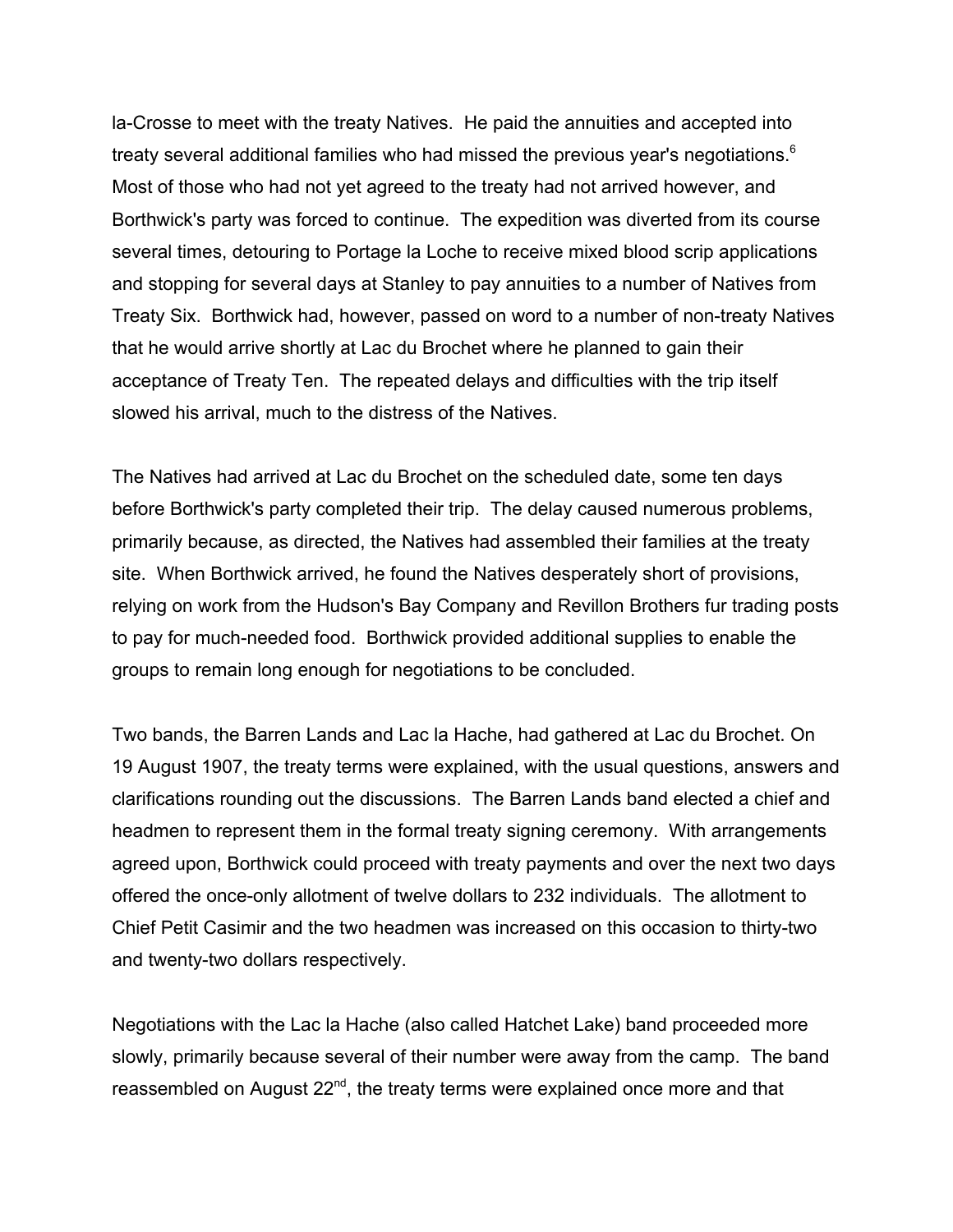la-Crosse to meet with the treaty Natives. He paid the annuities and accepted into treaty several additional families who had missed the previous year's negotiations.[6] Most of those who had not yet agreed to the treaty had not arrived however, and Borthwick's party was forced to continue. The expedition was diverted from its course several times, detouring to Portage la Loche to receive mixed blood scrip applications and stopping for several days at Stanley to pay annuities to a number of Natives from Treaty Six. Borthwick had, however, passed on word to a number of non-treaty Natives that he would arrive shortly at Lac du Brochet where he planned to gain their acceptance of Treaty Ten. The repeated delays and difficulties with the trip itself slowed his arrival, much to the distress of the Natives.

The Natives had arrived at Lac du Brochet on the scheduled date, some ten days before Borthwick's party completed their trip. The delay caused numerous problems, primarily because, as directed, the Natives had assembled their families at the treaty site. When Borthwick arrived, he found the Natives desperately short of provisions, relying on work from the Hudson's Bay Company and Revillon Brothers fur trading posts to pay for much-needed food. Borthwick provided additional supplies to enable the groups to remain long enough for negotiations to be concluded.

Two bands, the Barren Lands and Lac la Hache, had gathered at Lac du Brochet. On 19 August 1907, the treaty terms were explained, with the usual questions, answers and clarifications rounding out the discussions. The Barren Lands band elected a chief and headmen to represent them in the formal treaty signing ceremony. With arrangements agreed upon, Borthwick could proceed with treaty payments and over the next two days offered the once-only allotment of twelve dollars to 232 individuals. The allotment to Chief Petit Casimir and the two headmen was increased on this occasion to thirty-two and twenty-two dollars respectively.

Negotiations with the Lac la Hache (also called Hatchet Lake) band proceeded more slowly, primarily because several of their number were away from the camp. The band reassembled on August 22nd, the treaty terms were explained once more and that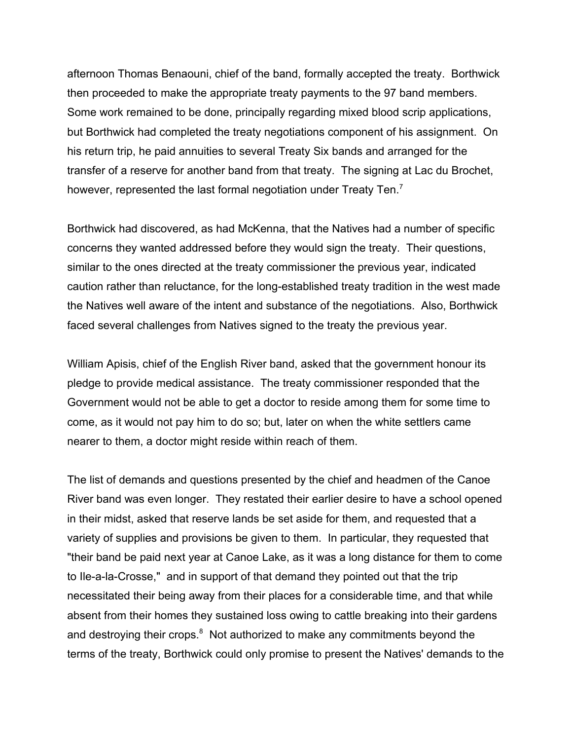afternoon Thomas Benaouni, chief of the band, formally accepted the treaty. Borthwick then proceeded to make the appropriate treaty payments to the 97 band members. Some work remained to be done, principally regarding mixed blood scrip applications, but Borthwick had completed the treaty negotiations component of his assignment. On his return trip, he paid annuities to several Treaty Six bands and arranged for the transfer of a reserve for another band from that treaty. The signing at Lac du Brochet, however, represented the last formal negotiation under Treaty Ten.[7]

Borthwick had discovered, as had McKenna, that the Natives had a number of specific concerns they wanted addressed before they would sign the treaty. Their questions, similar to the ones directed at the treaty commissioner the previous year, indicated caution rather than reluctance, for the long-established treaty tradition in the west made the Natives well aware of the intent and substance of the negotiations. Also, Borthwick faced several challenges from Natives signed to the treaty the previous year.

William Apisis, chief of the English River band, asked that the government honour its pledge to provide medical assistance. The treaty commissioner responded that the Government would not be able to get a doctor to reside among them for some time to come, as it would not pay him to do so; but, later on when the white settlers came nearer to them, a doctor might reside within reach of them.

The list of demands and questions presented by the chief and headmen of the Canoe River band was even longer. They restated their earlier desire to have a school opened in their midst, asked that reserve lands be set aside for them, and requested that a variety of supplies and provisions be given to them. In particular, they requested that "their band be paid next year at Canoe Lake, as it was a long distance for them to come to Ile-a-la-Crosse," and in support of that demand they pointed out that the trip necessitated their being away from their places for a considerable time, and that while absent from their homes they sustained loss owing to cattle breaking into their gardens and destroying their crops.[8] Not authorized to make any commitments beyond the terms of the treaty, Borthwick could only promise to present the Natives' demands to the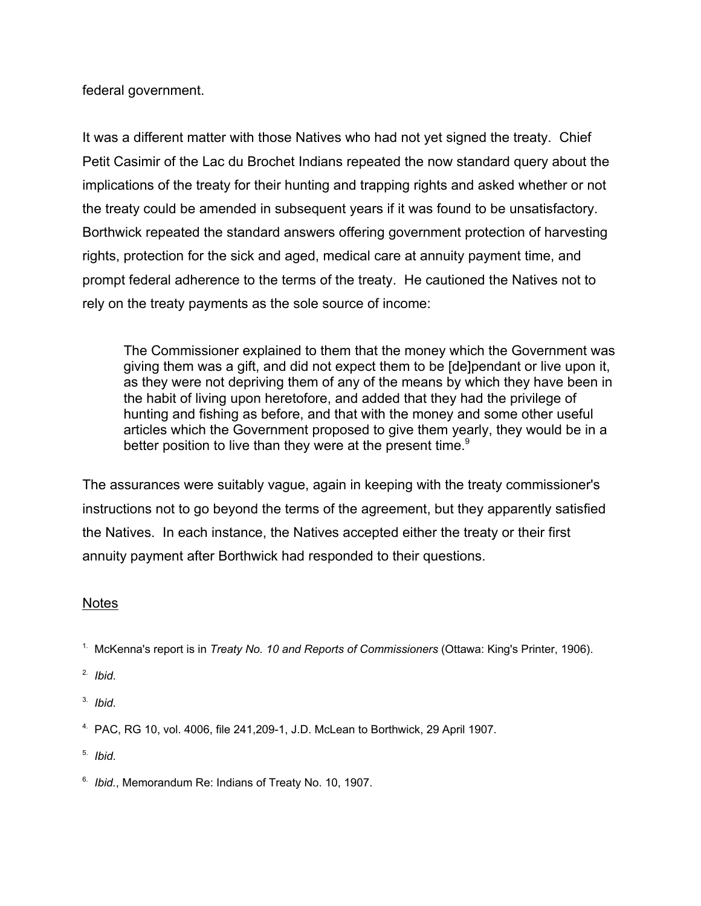federal government.

It was a different matter with those Natives who had not yet signed the treaty. Chief Petit Casimir of the Lac du Brochet Indians repeated the now standard query about the implications of the treaty for their hunting and trapping rights and asked whether or not the treaty could be amended in subsequent years if it was found to be unsatisfactory. Borthwick repeated the standard answers offering government protection of harvesting rights, protection for the sick and aged, medical care at annuity payment time, and prompt federal adherence to the terms of the treaty. He cautioned the Natives not to rely on the treaty payments as the sole source of income:

> The Commissioner explained to them that the money which the Government was giving them was a gift, and did not expect them to be [de]pendant or live upon it, as they were not depriving them of any of the means by which they have been in the habit of living upon heretofore, and added that they had the privilege of hunting and fishing as before, and that with the money and some other useful articles which the Government proposed to give them yearly, they would be in a better position to live than they were at the present time.[9]

The assurances were suitably vague, again in keeping with the treaty commissioner's instructions not to go beyond the terms of the agreement, but they apparently satisfied the Natives. In each instance, the Natives accepted either the treaty or their first annuity payment after Borthwick had responded to their questions.

Notes

1. McKenna's report is in *Treaty No. 10 and Reports of Commissioners* (Ottawa: King's Printer, 1906).

2. *Ibid*.

3. *Ibid*.

4. PAC, RG 10, vol. 4006, file 241,209-1, J.D. McLean to Borthwick, 29 April 1907.

5. *Ibid*.

6. *Ibid*., Memorandum Re: Indians of Treaty No. 10, 1907.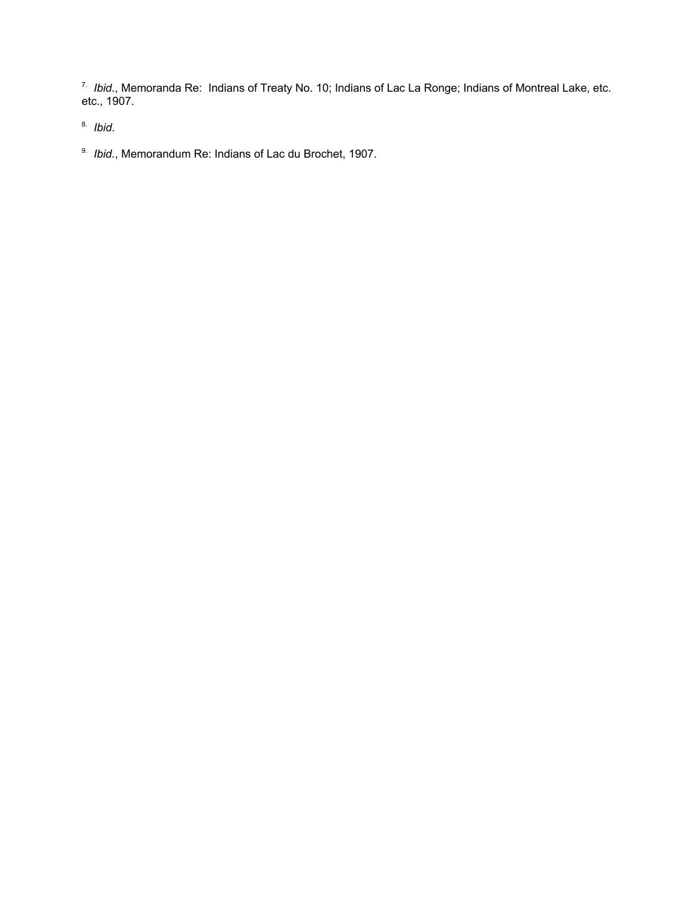[7] *Ibid.*, Memoranda Re: Indians of Treaty No. 10; Indians of Lac La Ronge; Indians of Montreal Lake, etc. etc., 1907.

[8] *Ibid*.

[9] *Ibid.*, Memorandum Re: Indians of Lac du Brochet, 1907.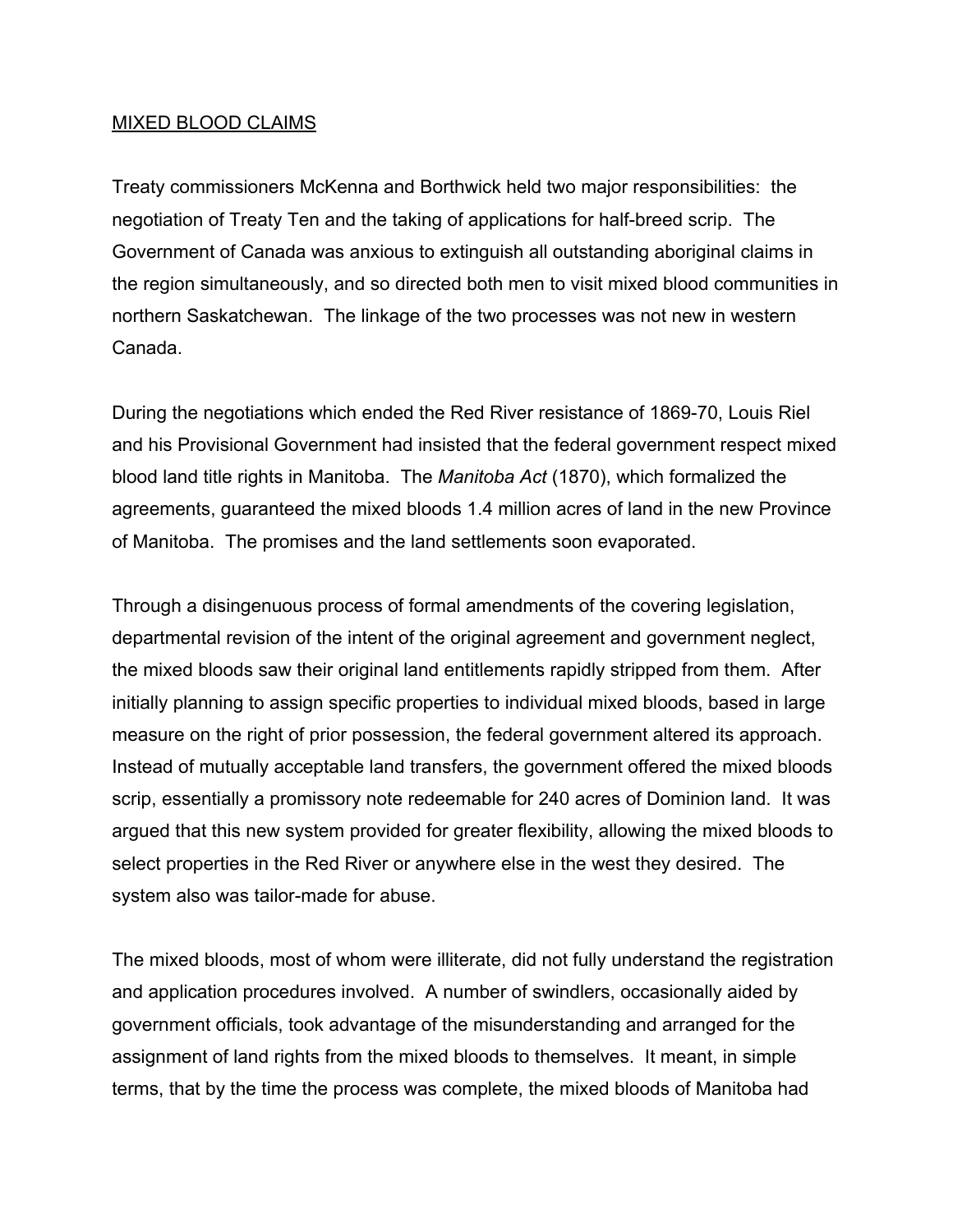MIXED BLOOD CLAIMS

Treaty commissioners McKenna and Borthwick held two major responsibilities: the negotiation of Treaty Ten and the taking of applications for half-breed scrip. The Government of Canada was anxious to extinguish all outstanding aboriginal claims in the region simultaneously, and so directed both men to visit mixed blood communities in northern Saskatchewan. The linkage of the two processes was not new in western Canada.

During the negotiations which ended the Red River resistance of 1869-70, Louis Riel and his Provisional Government had insisted that the federal government respect mixed blood land title rights in Manitoba. The *Manitoba Act* (1870), which formalized the agreements, guaranteed the mixed bloods 1.4 million acres of land in the new Province of Manitoba. The promises and the land settlements soon evaporated.

Through a disingenuous process of formal amendments of the covering legislation, departmental revision of the intent of the original agreement and government neglect, the mixed bloods saw their original land entitlements rapidly stripped from them. After initially planning to assign specific properties to individual mixed bloods, based in large measure on the right of prior possession, the federal government altered its approach. Instead of mutually acceptable land transfers, the government offered the mixed bloods scrip, essentially a promissory note redeemable for 240 acres of Dominion land. It was argued that this new system provided for greater flexibility, allowing the mixed bloods to select properties in the Red River or anywhere else in the west they desired. The system also was tailor-made for abuse.

The mixed bloods, most of whom were illiterate, did not fully understand the registration and application procedures involved. A number of swindlers, occasionally aided by government officials, took advantage of the misunderstanding and arranged for the assignment of land rights from the mixed bloods to themselves. It meant, in simple terms, that by the time the process was complete, the mixed bloods of Manitoba had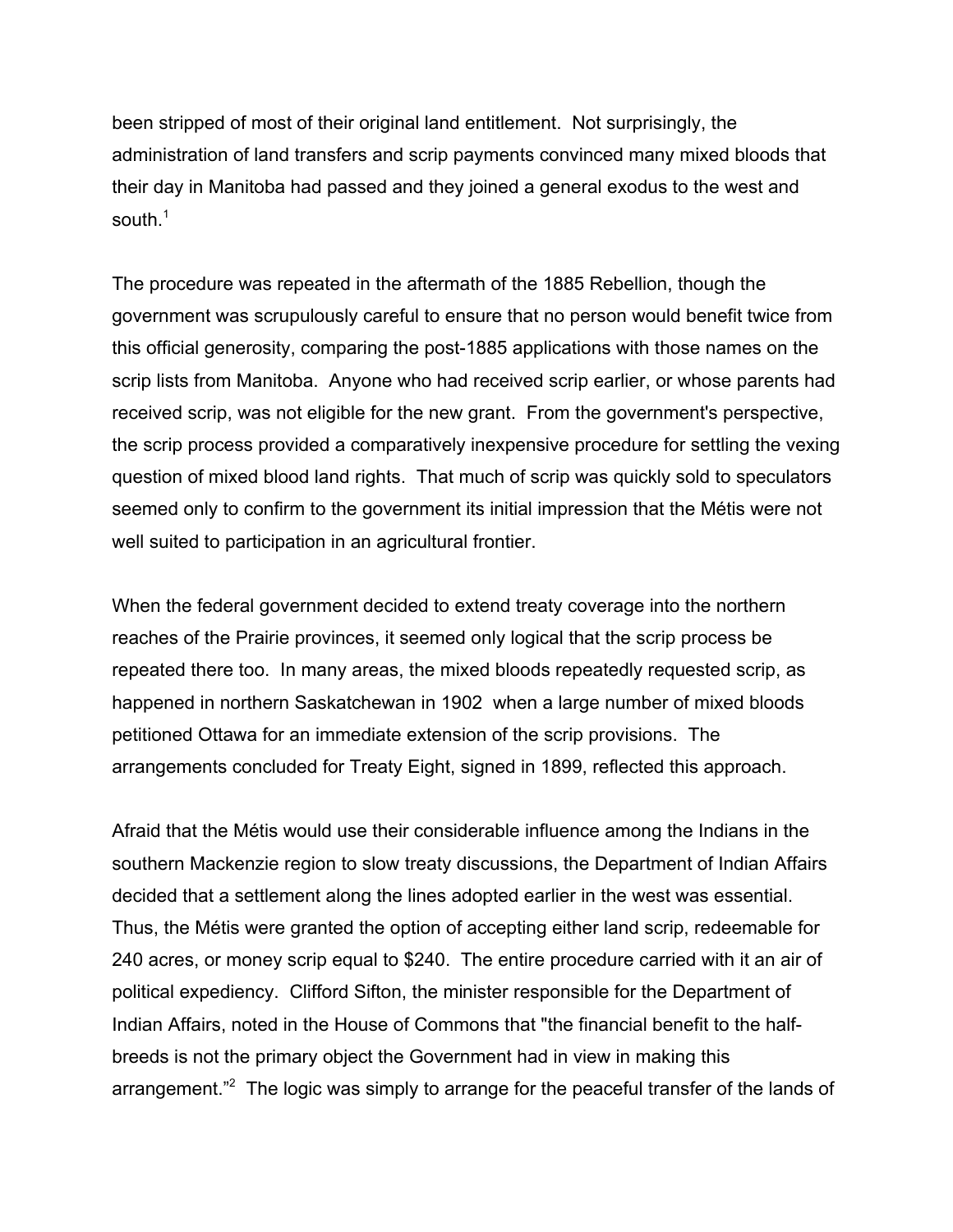been stripped of most of their original land entitlement. Not surprisingly, the administration of land transfers and scrip payments convinced many mixed bloods that their day in Manitoba had passed and they joined a general exodus to the west and south.[1]

The procedure was repeated in the aftermath of the 1885 Rebellion, though the government was scrupulously careful to ensure that no person would benefit twice from this official generosity, comparing the post-1885 applications with those names on the scrip lists from Manitoba. Anyone who had received scrip earlier, or whose parents had received scrip, was not eligible for the new grant. From the government's perspective, the scrip process provided a comparatively inexpensive procedure for settling the vexing question of mixed blood land rights. That much of scrip was quickly sold to speculators seemed only to confirm to the government its initial impression that the Métis were not well suited to participation in an agricultural frontier.

When the federal government decided to extend treaty coverage into the northern reaches of the Prairie provinces, it seemed only logical that the scrip process be repeated there too. In many areas, the mixed bloods repeatedly requested scrip, as happened in northern Saskatchewan in 1902 when a large number of mixed bloods petitioned Ottawa for an immediate extension of the scrip provisions. The arrangements concluded for Treaty Eight, signed in 1899, reflected this approach.

Afraid that the Métis would use their considerable influence among the Indians in the southern Mackenzie region to slow treaty discussions, the Department of Indian Affairs decided that a settlement along the lines adopted earlier in the west was essential. Thus, the Métis were granted the option of accepting either land scrip, redeemable for 240 acres, or money scrip equal to $240. The entire procedure carried with it an air of political expediency. Clifford Sifton, the minister responsible for the Department of Indian Affairs, noted in the House of Commons that "the financial benefit to the half-breeds is not the primary object the Government had in view in making this arrangement."[2] The logic was simply to arrange for the peaceful transfer of the lands of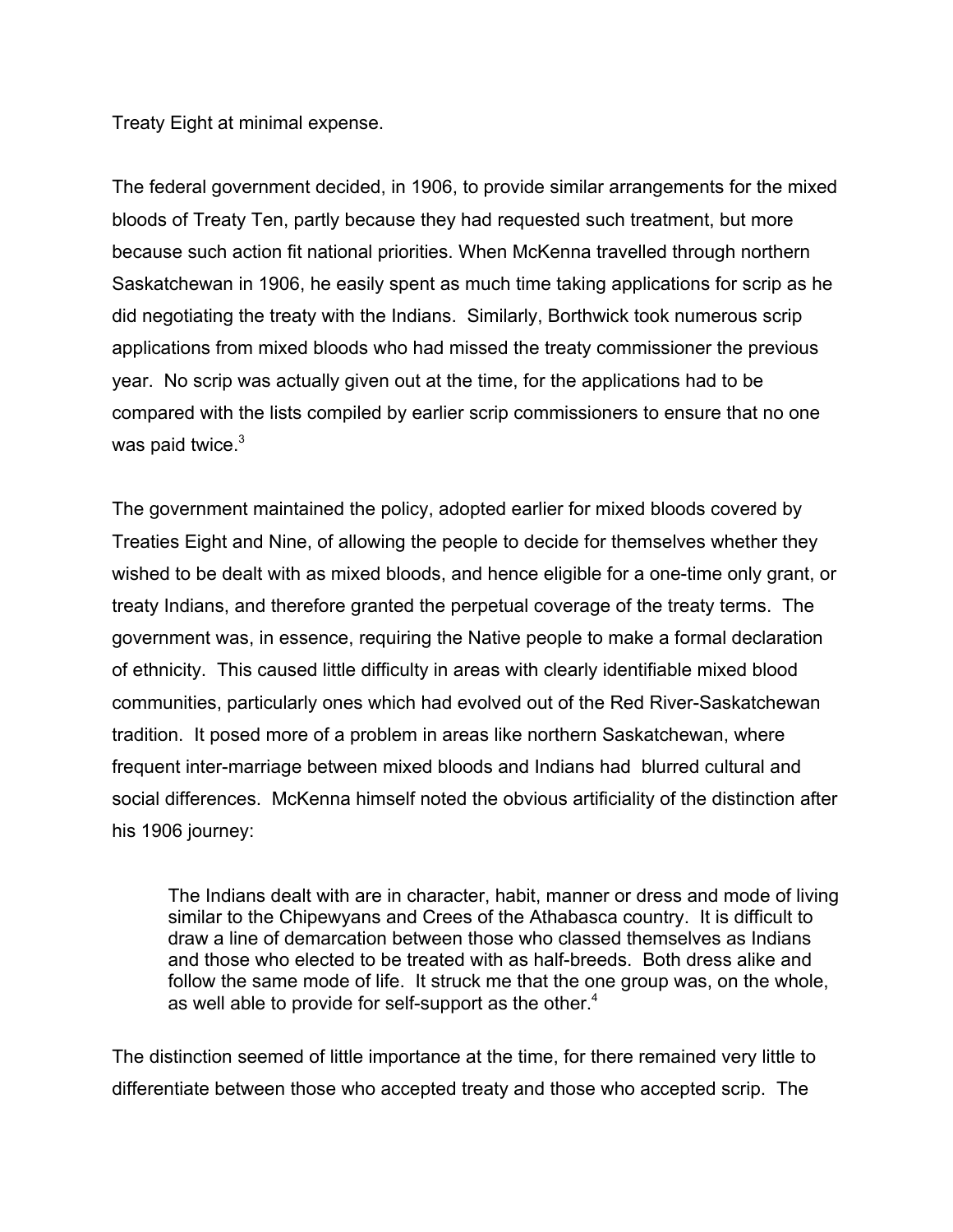Treaty Eight at minimal expense.

The federal government decided, in 1906, to provide similar arrangements for the mixed bloods of Treaty Ten, partly because they had requested such treatment, but more because such action fit national priorities. When McKenna travelled through northern Saskatchewan in 1906, he easily spent as much time taking applications for scrip as he did negotiating the treaty with the Indians. Similarly, Borthwick took numerous scrip applications from mixed bloods who had missed the treaty commissioner the previous year. No scrip was actually given out at the time, for the applications had to be compared with the lists compiled by earlier scrip commissioners to ensure that no one was paid twice.[3]

The government maintained the policy, adopted earlier for mixed bloods covered by Treaties Eight and Nine, of allowing the people to decide for themselves whether they wished to be dealt with as mixed bloods, and hence eligible for a one-time only grant, or treaty Indians, and therefore granted the perpetual coverage of the treaty terms. The government was, in essence, requiring the Native people to make a formal declaration of ethnicity. This caused little difficulty in areas with clearly identifiable mixed blood communities, particularly ones which had evolved out of the Red River-Saskatchewan tradition. It posed more of a problem in areas like northern Saskatchewan, where frequent inter-marriage between mixed bloods and Indians had blurred cultural and social differences. McKenna himself noted the obvious artificiality of the distinction after his 1906 journey:

> The Indians dealt with are in character, habit, manner or dress and mode of living similar to the Chipewyans and Crees of the Athabasca country. It is difficult to draw a line of demarcation between those who classed themselves as Indians and those who elected to be treated with as half-breeds. Both dress alike and follow the same mode of life. It struck me that the one group was, on the whole, as well able to provide for self-support as the other.[4]

The distinction seemed of little importance at the time, for there remained very little to differentiate between those who accepted treaty and those who accepted scrip. The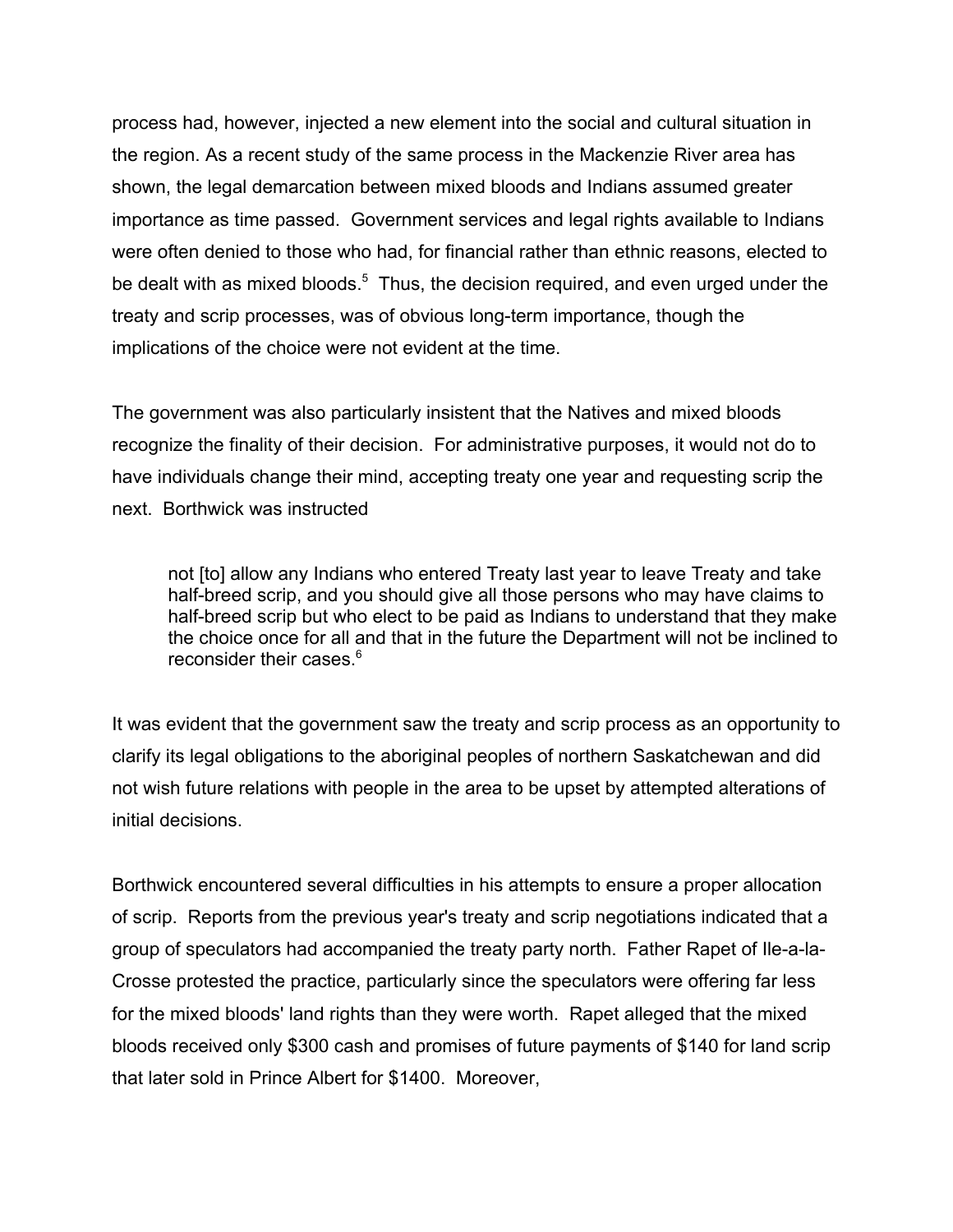process had, however, injected a new element into the social and cultural situation in the region. As a recent study of the same process in the Mackenzie River area has shown, the legal demarcation between mixed bloods and Indians assumed greater importance as time passed. Government services and legal rights available to Indians were often denied to those who had, for financial rather than ethnic reasons, elected to be dealt with as mixed bloods.[5] Thus, the decision required, and even urged under the treaty and scrip processes, was of obvious long-term importance, though the implications of the choice were not evident at the time.

The government was also particularly insistent that the Natives and mixed bloods recognize the finality of their decision. For administrative purposes, it would not do to have individuals change their mind, accepting treaty one year and requesting scrip the next. Borthwick was instructed

> not [to] allow any Indians who entered Treaty last year to leave Treaty and take half-breed scrip, and you should give all those persons who may have claims to half-breed scrip but who elect to be paid as Indians to understand that they make the choice once for all and that in the future the Department will not be inclined to reconsider their cases.[6]

It was evident that the government saw the treaty and scrip process as an opportunity to clarify its legal obligations to the aboriginal peoples of northern Saskatchewan and did not wish future relations with people in the area to be upset by attempted alterations of initial decisions.

Borthwick encountered several difficulties in his attempts to ensure a proper allocation of scrip. Reports from the previous year's treaty and scrip negotiations indicated that a group of speculators had accompanied the treaty party north. Father Rapet of Ile-a-la-Crosse protested the practice, particularly since the speculators were offering far less for the mixed bloods' land rights than they were worth. Rapet alleged that the mixed bloods received only $300 cash and promises of future payments of $140 for land scrip that later sold in Prince Albert for $1400. Moreover,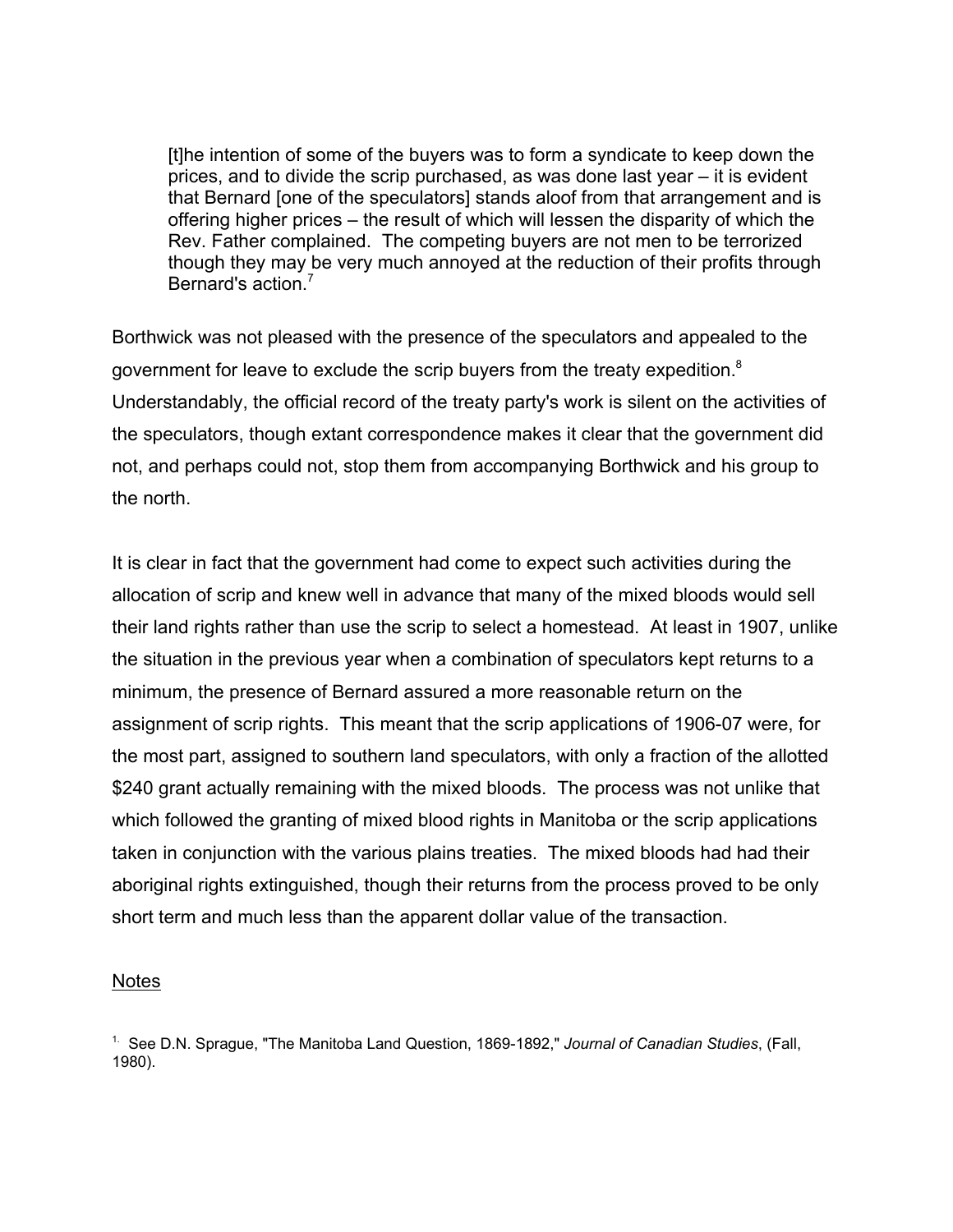> [t]he intention of some of the buyers was to form a syndicate to keep down the prices, and to divide the scrip purchased, as was done last year – it is evident that Bernard [one of the speculators] stands aloof from that arrangement and is offering higher prices – the result of which will lessen the disparity of which the Rev. Father complained. The competing buyers are not men to be terrorized though they may be very much annoyed at the reduction of their profits through Bernard's action.[7]

Borthwick was not pleased with the presence of the speculators and appealed to the government for leave to exclude the scrip buyers from the treaty expedition.[8] Understandably, the official record of the treaty party's work is silent on the activities of the speculators, though extant correspondence makes it clear that the government did not, and perhaps could not, stop them from accompanying Borthwick and his group to the north.

It is clear in fact that the government had come to expect such activities during the allocation of scrip and knew well in advance that many of the mixed bloods would sell their land rights rather than use the scrip to select a homestead. At least in 1907, unlike the situation in the previous year when a combination of speculators kept returns to a minimum, the presence of Bernard assured a more reasonable return on the assignment of scrip rights. This meant that the scrip applications of 1906-07 were, for the most part, assigned to southern land speculators, with only a fraction of the allotted $240 grant actually remaining with the mixed bloods. The process was not unlike that which followed the granting of mixed blood rights in Manitoba or the scrip applications taken in conjunction with the various plains treaties. The mixed bloods had had their aboriginal rights extinguished, though their returns from the process proved to be only short term and much less than the apparent dollar value of the transaction.

## Notes

1. See D.N. Sprague, "The Manitoba Land Question, 1869-1892," *Journal of Canadian Studies*, (Fall, 1980).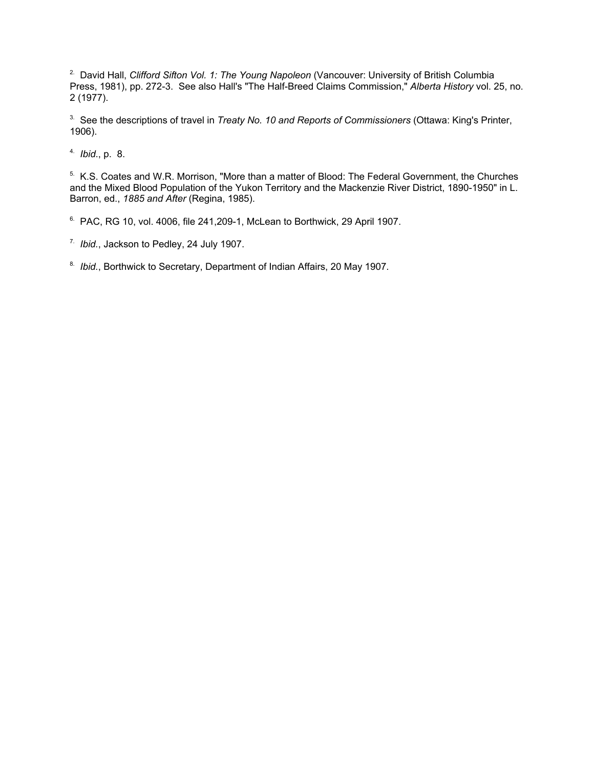[2.] David Hall, *Clifford Sifton Vol. 1: The Young Napoleon* (Vancouver: University of British Columbia Press, 1981), pp. 272-3. See also Hall's "The Half-Breed Claims Commission," *Alberta History* vol. 25, no. 2 (1977).

[3.] See the descriptions of travel in *Treaty No. 10 and Reports of Commissioners* (Ottawa: King's Printer, 1906).

[4.] *Ibid*., p. 8.

[5.] K.S. Coates and W.R. Morrison, "More than a matter of Blood: The Federal Government, the Churches and the Mixed Blood Population of the Yukon Territory and the Mackenzie River District, 1890-1950" in L. Barron, ed., *1885 and After* (Regina, 1985).

[6.] PAC, RG 10, vol. 4006, file 241,209-1, McLean to Borthwick, 29 April 1907.

[7.] *Ibid*., Jackson to Pedley, 24 July 1907.

[8.] *Ibid*., Borthwick to Secretary, Department of Indian Affairs, 20 May 1907.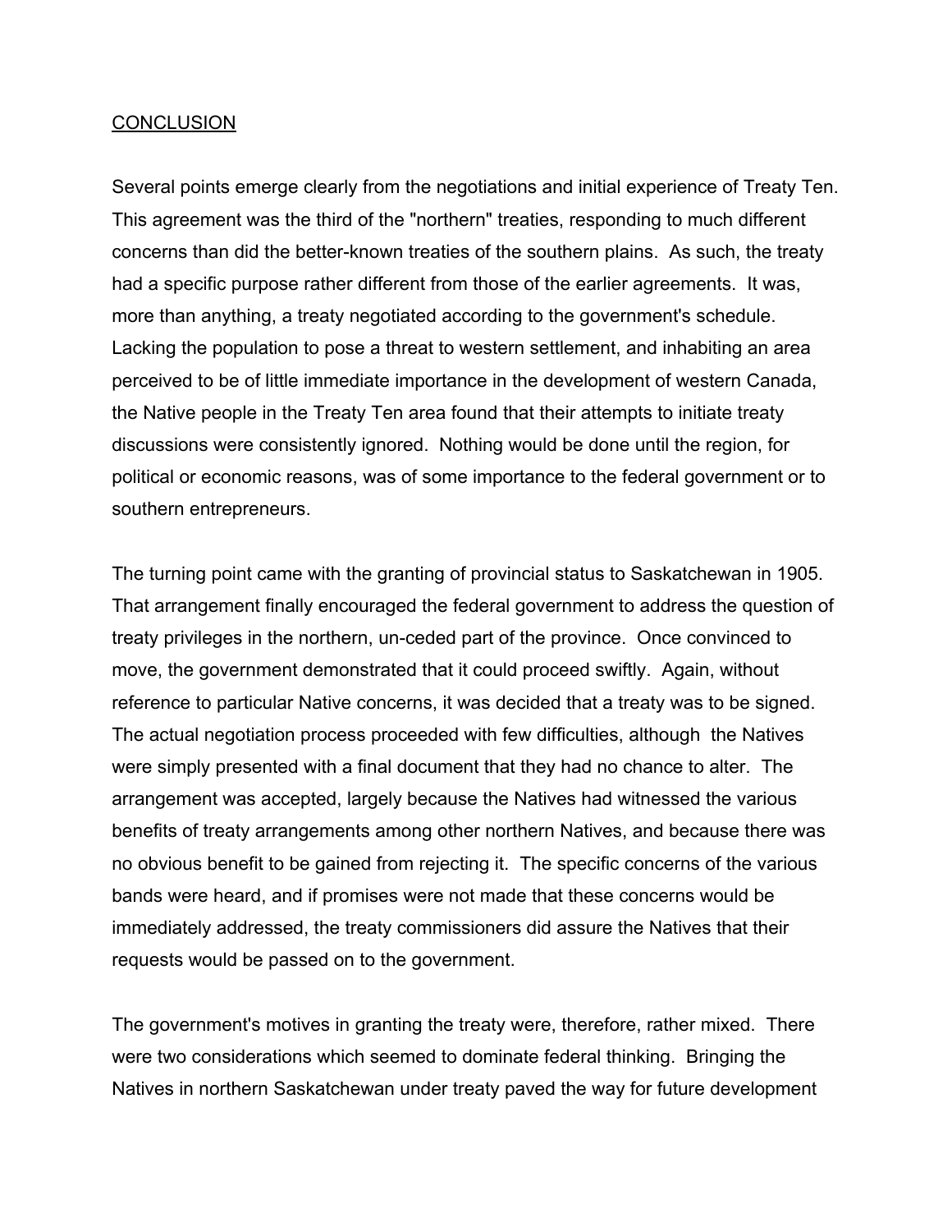## CONCLUSION

Several points emerge clearly from the negotiations and initial experience of Treaty Ten. This agreement was the third of the "northern" treaties, responding to much different concerns than did the better-known treaties of the southern plains. As such, the treaty had a specific purpose rather different from those of the earlier agreements. It was, more than anything, a treaty negotiated according to the government's schedule. Lacking the population to pose a threat to western settlement, and inhabiting an area perceived to be of little immediate importance in the development of western Canada, the Native people in the Treaty Ten area found that their attempts to initiate treaty discussions were consistently ignored. Nothing would be done until the region, for political or economic reasons, was of some importance to the federal government or to southern entrepreneurs.

The turning point came with the granting of provincial status to Saskatchewan in 1905. That arrangement finally encouraged the federal government to address the question of treaty privileges in the northern, un-ceded part of the province. Once convinced to move, the government demonstrated that it could proceed swiftly. Again, without reference to particular Native concerns, it was decided that a treaty was to be signed. The actual negotiation process proceeded with few difficulties, although the Natives were simply presented with a final document that they had no chance to alter. The arrangement was accepted, largely because the Natives had witnessed the various benefits of treaty arrangements among other northern Natives, and because there was no obvious benefit to be gained from rejecting it. The specific concerns of the various bands were heard, and if promises were not made that these concerns would be immediately addressed, the treaty commissioners did assure the Natives that their requests would be passed on to the government.

The government's motives in granting the treaty were, therefore, rather mixed. There were two considerations which seemed to dominate federal thinking. Bringing the Natives in northern Saskatchewan under treaty paved the way for future development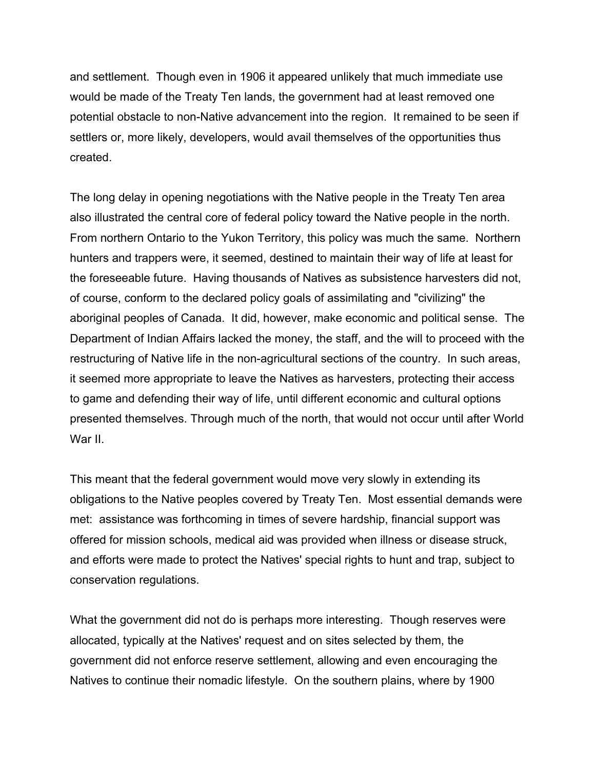and settlement. Though even in 1906 it appeared unlikely that much immediate use would be made of the Treaty Ten lands, the government had at least removed one potential obstacle to non-Native advancement into the region. It remained to be seen if settlers or, more likely, developers, would avail themselves of the opportunities thus created.

The long delay in opening negotiations with the Native people in the Treaty Ten area also illustrated the central core of federal policy toward the Native people in the north. From northern Ontario to the Yukon Territory, this policy was much the same. Northern hunters and trappers were, it seemed, destined to maintain their way of life at least for the foreseeable future. Having thousands of Natives as subsistence harvesters did not, of course, conform to the declared policy goals of assimilating and "civilizing" the aboriginal peoples of Canada. It did, however, make economic and political sense. The Department of Indian Affairs lacked the money, the staff, and the will to proceed with the restructuring of Native life in the non-agricultural sections of the country. In such areas, it seemed more appropriate to leave the Natives as harvesters, protecting their access to game and defending their way of life, until different economic and cultural options presented themselves. Through much of the north, that would not occur until after World War II.

This meant that the federal government would move very slowly in extending its obligations to the Native peoples covered by Treaty Ten. Most essential demands were met: assistance was forthcoming in times of severe hardship, financial support was offered for mission schools, medical aid was provided when illness or disease struck, and efforts were made to protect the Natives' special rights to hunt and trap, subject to conservation regulations.

What the government did not do is perhaps more interesting. Though reserves were allocated, typically at the Natives' request and on sites selected by them, the government did not enforce reserve settlement, allowing and even encouraging the Natives to continue their nomadic lifestyle. On the southern plains, where by 1900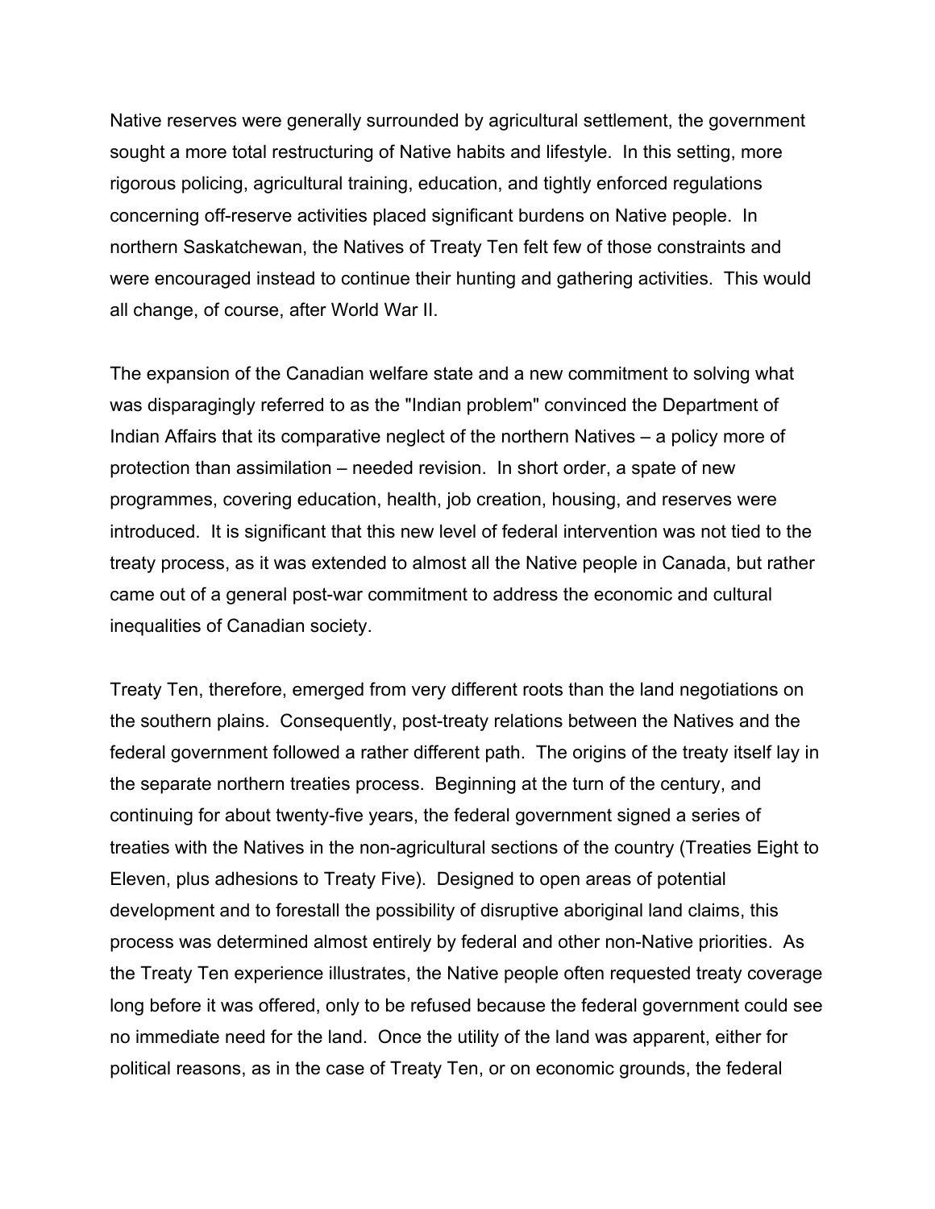Native reserves were generally surrounded by agricultural settlement, the government sought a more total restructuring of Native habits and lifestyle. In this setting, more rigorous policing, agricultural training, education, and tightly enforced regulations concerning off-reserve activities placed significant burdens on Native people. In northern Saskatchewan, the Natives of Treaty Ten felt few of those constraints and were encouraged instead to continue their hunting and gathering activities. This would all change, of course, after World War II.

The expansion of the Canadian welfare state and a new commitment to solving what was disparagingly referred to as the "Indian problem" convinced the Department of Indian Affairs that its comparative neglect of the northern Natives – a policy more of protection than assimilation – needed revision. In short order, a spate of new programmes, covering education, health, job creation, housing, and reserves were introduced. It is significant that this new level of federal intervention was not tied to the treaty process, as it was extended to almost all the Native people in Canada, but rather came out of a general post-war commitment to address the economic and cultural inequalities of Canadian society.

Treaty Ten, therefore, emerged from very different roots than the land negotiations on the southern plains. Consequently, post-treaty relations between the Natives and the federal government followed a rather different path. The origins of the treaty itself lay in the separate northern treaties process. Beginning at the turn of the century, and continuing for about twenty-five years, the federal government signed a series of treaties with the Natives in the non-agricultural sections of the country (Treaties Eight to Eleven, plus adhesions to Treaty Five). Designed to open areas of potential development and to forestall the possibility of disruptive aboriginal land claims, this process was determined almost entirely by federal and other non-Native priorities. As the Treaty Ten experience illustrates, the Native people often requested treaty coverage long before it was offered, only to be refused because the federal government could see no immediate need for the land. Once the utility of the land was apparent, either for political reasons, as in the case of Treaty Ten, or on economic grounds, the federal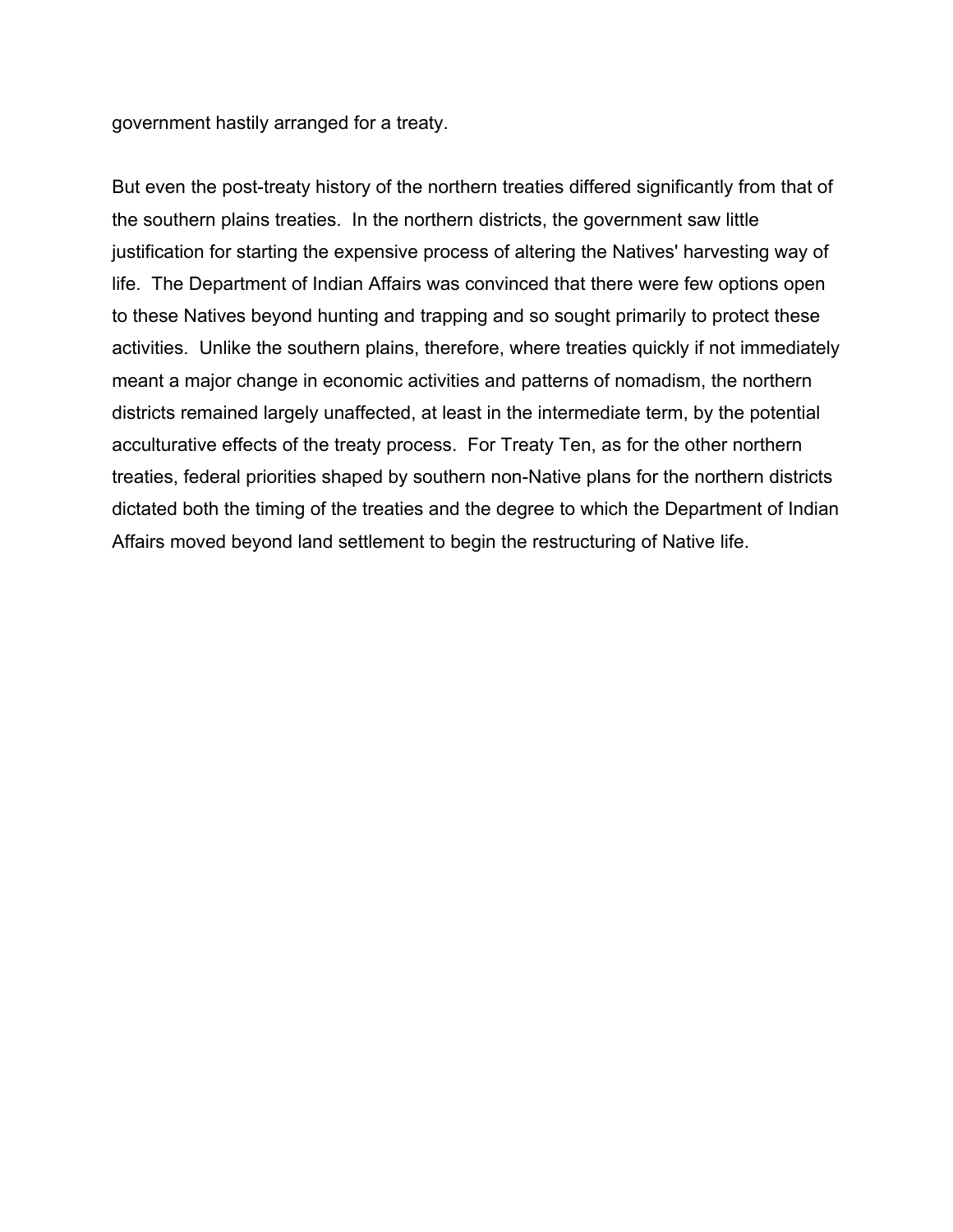government hastily arranged for a treaty.

But even the post-treaty history of the northern treaties differed significantly from that of the southern plains treaties. In the northern districts, the government saw little justification for starting the expensive process of altering the Natives' harvesting way of life. The Department of Indian Affairs was convinced that there were few options open to these Natives beyond hunting and trapping and so sought primarily to protect these activities. Unlike the southern plains, therefore, where treaties quickly if not immediately meant a major change in economic activities and patterns of nomadism, the northern districts remained largely unaffected, at least in the intermediate term, by the potential acculturative effects of the treaty process. For Treaty Ten, as for the other northern treaties, federal priorities shaped by southern non-Native plans for the northern districts dictated both the timing of the treaties and the degree to which the Department of Indian Affairs moved beyond land settlement to begin the restructuring of Native life.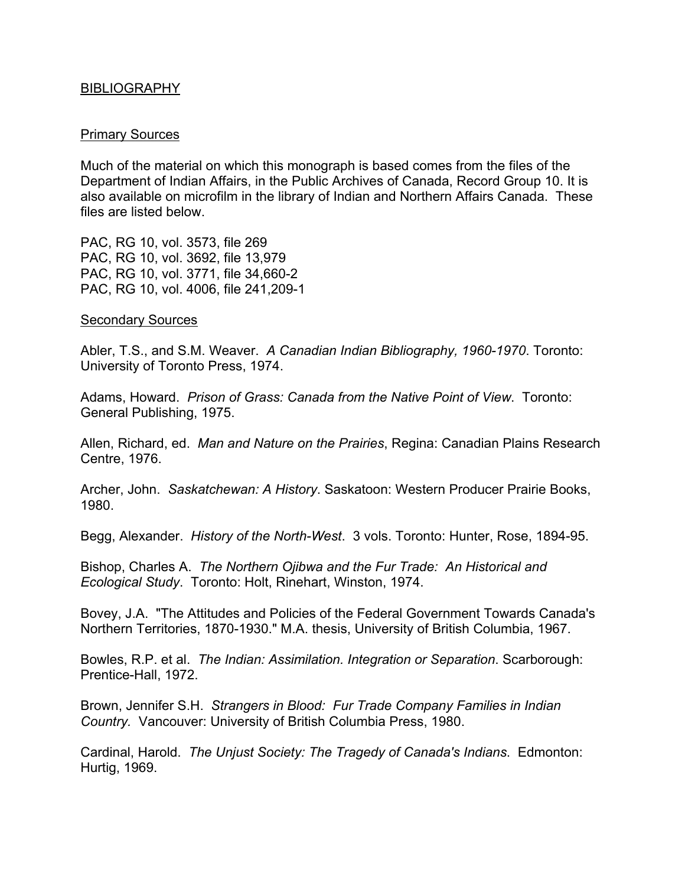## BIBLIOGRAPHY

### Primary Sources

Much of the material on which this monograph is based comes from the files of the Department of Indian Affairs, in the Public Archives of Canada, Record Group 10. It is also available on microfilm in the library of Indian and Northern Affairs Canada. These files are listed below.

PAC, RG 10, vol. 3573, file 269
PAC, RG 10, vol. 3692, file 13,979
PAC, RG 10, vol. 3771, file 34,660-2
PAC, RG 10, vol. 4006, file 241,209-1

### Secondary Sources

Abler, T.S., and S.M. Weaver. *A Canadian Indian Bibliography, 1960-1970*. Toronto: University of Toronto Press, 1974.

Adams, Howard. *Prison of Grass: Canada from the Native Point of View*. Toronto: General Publishing, 1975.

Allen, Richard, ed. *Man and Nature on the Prairies*, Regina: Canadian Plains Research Centre, 1976.

Archer, John. *Saskatchewan: A History*. Saskatoon: Western Producer Prairie Books, 1980.

Begg, Alexander. *History of the North-West*. 3 vols. Toronto: Hunter, Rose, 1894-95.

Bishop, Charles A. *The Northern Ojibwa and the Fur Trade: An Historical and Ecological Study*. Toronto: Holt, Rinehart, Winston, 1974.

Bovey, J.A. "The Attitudes and Policies of the Federal Government Towards Canada's Northern Territories, 1870-1930." M.A. thesis, University of British Columbia, 1967.

Bowles, R.P. et al. *The Indian: Assimilation. Integration or Separation*. Scarborough: Prentice-Hall, 1972.

Brown, Jennifer S.H. *Strangers in Blood: Fur Trade Company Families in Indian Country.* Vancouver: University of British Columbia Press, 1980.

Cardinal, Harold. *The Unjust Society: The Tragedy of Canada's Indians*. Edmonton: Hurtig, 1969.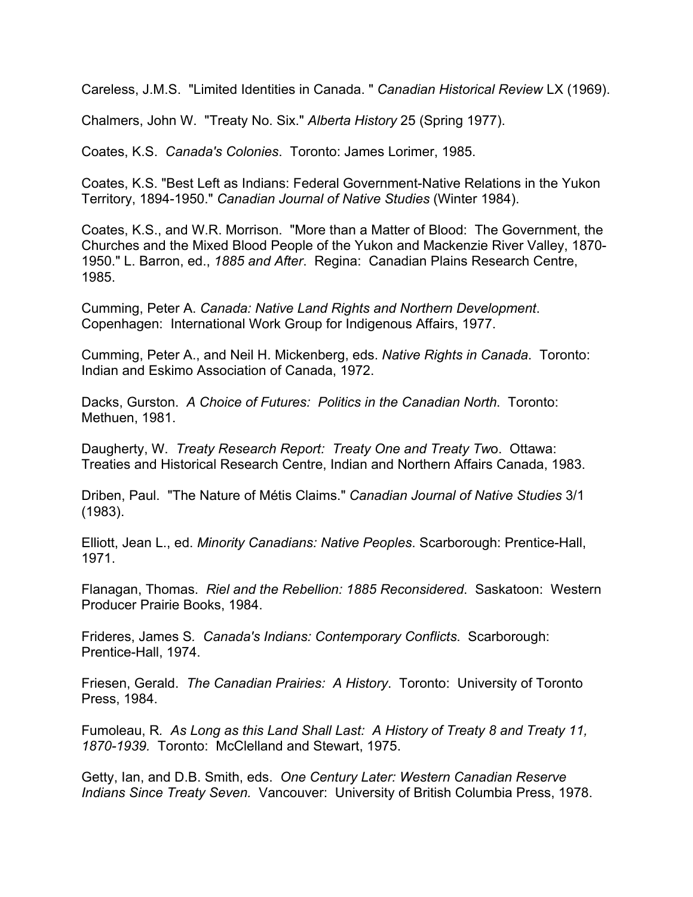Careless, J.M.S. "Limited Identities in Canada. " *Canadian Historical Review* LX (1969).

Chalmers, John W. "Treaty No. Six." *Alberta History* 25 (Spring 1977).

Coates, K.S. *Canada's Colonies*. Toronto: James Lorimer, 1985.

Coates, K.S. "Best Left as Indians: Federal Government-Native Relations in the Yukon Territory, 1894-1950." *Canadian Journal of Native Studies* (Winter 1984).

Coates, K.S., and W.R. Morrison. "More than a Matter of Blood: The Government, the Churches and the Mixed Blood People of the Yukon and Mackenzie River Valley, 1870-1950." L. Barron, ed., *1885 and After*. Regina: Canadian Plains Research Centre, 1985.

Cumming, Peter A. *Canada: Native Land Rights and Northern Development*. Copenhagen: International Work Group for Indigenous Affairs, 1977.

Cumming, Peter A., and Neil H. Mickenberg, eds. *Native Rights in Canada*. Toronto: Indian and Eskimo Association of Canada, 1972.

Dacks, Gurston. *A Choice of Futures: Politics in the Canadian North*. Toronto: Methuen, 1981.

Daugherty, W. *Treaty Research Report: Treaty One and Treaty Two*. Ottawa: Treaties and Historical Research Centre, Indian and Northern Affairs Canada, 1983.

Driben, Paul. "The Nature of Métis Claims." *Canadian Journal of Native Studies* 3/1 (1983).

Elliott, Jean L., ed. *Minority Canadians: Native Peoples*. Scarborough: Prentice-Hall, 1971.

Flanagan, Thomas. *Riel and the Rebellion: 1885 Reconsidered*. Saskatoon: Western Producer Prairie Books, 1984.

Frideres, James S. *Canada's Indians: Contemporary Conflicts*. Scarborough: Prentice-Hall, 1974.

Friesen, Gerald. *The Canadian Prairies: A History*. Toronto: University of Toronto Press, 1984.

Fumoleau, R. *As Long as this Land Shall Last: A History of Treaty 8 and Treaty 11, 1870-1939.* Toronto: McClelland and Stewart, 1975.

Getty, Ian, and D.B. Smith, eds. *One Century Later: Western Canadian Reserve Indians Since Treaty Seven.* Vancouver: University of British Columbia Press, 1978.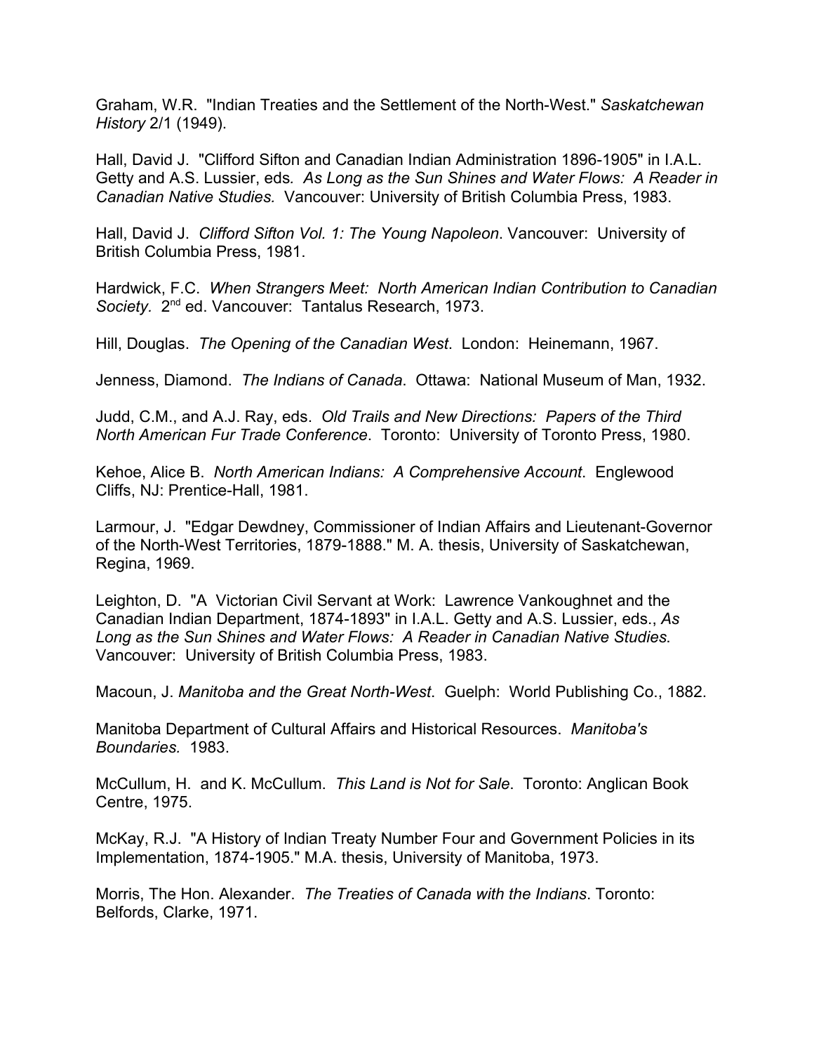Graham, W.R. "Indian Treaties and the Settlement of the North-West." *Saskatchewan History* 2/1 (1949).

Hall, David J. "Clifford Sifton and Canadian Indian Administration 1896-1905" in I.A.L. Getty and A.S. Lussier, eds. *As Long as the Sun Shines and Water Flows: A Reader in Canadian Native Studies.* Vancouver: University of British Columbia Press, 1983.

Hall, David J. *Clifford Sifton Vol. 1: The Young Napoleon*. Vancouver: University of British Columbia Press, 1981.

Hardwick, F.C. *When Strangers Meet: North American Indian Contribution to Canadian Society.* 2nd ed. Vancouver: Tantalus Research, 1973.

Hill, Douglas. *The Opening of the Canadian West*. London: Heinemann, 1967.

Jenness, Diamond. *The Indians of Canada*. Ottawa: National Museum of Man, 1932.

Judd, C.M., and A.J. Ray, eds. *Old Trails and New Directions: Papers of the Third North American Fur Trade Conference*. Toronto: University of Toronto Press, 1980.

Kehoe, Alice B. *North American Indians: A Comprehensive Account*. Englewood Cliffs, NJ: Prentice-Hall, 1981.

Larmour, J. "Edgar Dewdney, Commissioner of Indian Affairs and Lieutenant-Governor of the North-West Territories, 1879-1888." M. A. thesis, University of Saskatchewan, Regina, 1969.

Leighton, D. "A Victorian Civil Servant at Work: Lawrence Vankoughnet and the Canadian Indian Department, 1874-1893" in I.A.L. Getty and A.S. Lussier, eds., *As Long as the Sun Shines and Water Flows: A Reader in Canadian Native Studies*. Vancouver: University of British Columbia Press, 1983.

Macoun, J. *Manitoba and the Great North-West*. Guelph: World Publishing Co., 1882.

Manitoba Department of Cultural Affairs and Historical Resources. *Manitoba's Boundaries.* 1983.

McCullum, H. and K. McCullum. *This Land is Not for Sale*. Toronto: Anglican Book Centre, 1975.

McKay, R.J. "A History of Indian Treaty Number Four and Government Policies in its Implementation, 1874-1905." M.A. thesis, University of Manitoba, 1973.

Morris, The Hon. Alexander. *The Treaties of Canada with the Indians*. Toronto: Belfords, Clarke, 1971.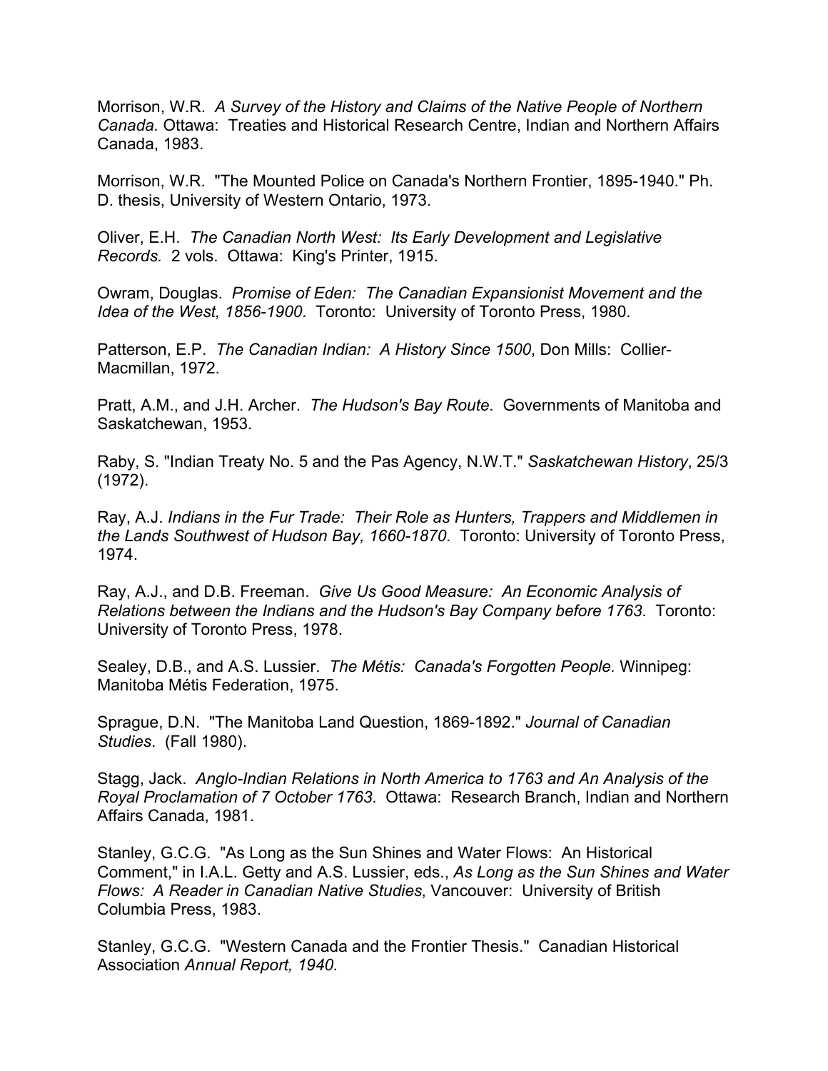Morrison, W.R. *A Survey of the History and Claims of the Native People of Northern Canada.* Ottawa: Treaties and Historical Research Centre, Indian and Northern Affairs Canada, 1983.

Morrison, W.R. "The Mounted Police on Canada's Northern Frontier, 1895-1940." Ph. D. thesis, University of Western Ontario, 1973.

Oliver, E.H. *The Canadian North West: Its Early Development and Legislative Records.* 2 vols. Ottawa: King's Printer, 1915.

Owram, Douglas. *Promise of Eden: The Canadian Expansionist Movement and the Idea of the West, 1856-1900*. Toronto: University of Toronto Press, 1980.

Patterson, E.P. *The Canadian Indian: A History Since 1500*, Don Mills: Collier-Macmillan, 1972.

Pratt, A.M., and J.H. Archer. *The Hudson's Bay Route*. Governments of Manitoba and Saskatchewan, 1953.

Raby, S. "Indian Treaty No. 5 and the Pas Agency, N.W.T." *Saskatchewan History*, 25/3 (1972).

Ray, A.J. *Indians in the Fur Trade: Their Role as Hunters, Trappers and Middlemen in the Lands Southwest of Hudson Bay, 1660-1870*. Toronto: University of Toronto Press, 1974.

Ray, A.J., and D.B. Freeman. *Give Us Good Measure: An Economic Analysis of Relations between the Indians and the Hudson's Bay Company before 1763*. Toronto: University of Toronto Press, 1978.

Sealey, D.B., and A.S. Lussier. *The Métis: Canada's Forgotten People.* Winnipeg: Manitoba Métis Federation, 1975.

Sprague, D.N. "The Manitoba Land Question, 1869-1892." *Journal of Canadian Studies*. (Fall 1980).

Stagg, Jack. *Anglo-Indian Relations in North America to 1763 and An Analysis of the Royal Proclamation of 7 October 1763*. Ottawa: Research Branch, Indian and Northern Affairs Canada, 1981.

Stanley, G.C.G. "As Long as the Sun Shines and Water Flows: An Historical Comment," in I.A.L. Getty and A.S. Lussier, eds., *As Long as the Sun Shines and Water Flows: A Reader in Canadian Native Studies*, Vancouver: University of British Columbia Press, 1983.

Stanley, G.C.G. "Western Canada and the Frontier Thesis." Canadian Historical Association *Annual Report, 1940.*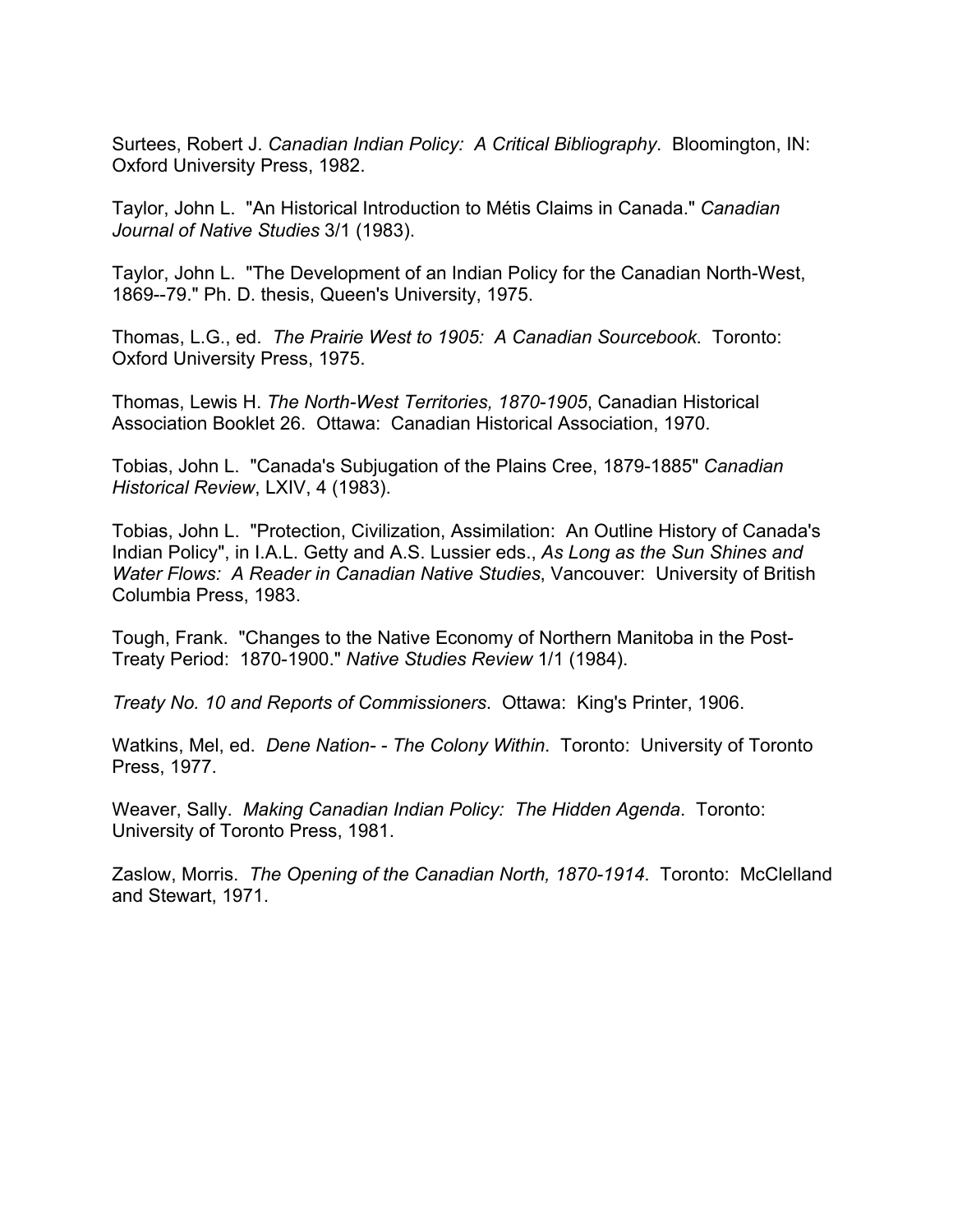Surtees, Robert J. *Canadian Indian Policy: A Critical Bibliography*. Bloomington, IN: Oxford University Press, 1982.

Taylor, John L. "An Historical Introduction to Métis Claims in Canada." *Canadian Journal of Native Studies* 3/1 (1983).

Taylor, John L. "The Development of an Indian Policy for the Canadian North-West, 1869--79." Ph. D. thesis, Queen's University, 1975.

Thomas, L.G., ed. *The Prairie West to 1905: A Canadian Sourcebook*. Toronto: Oxford University Press, 1975.

Thomas, Lewis H. *The North-West Territories, 1870-1905*, Canadian Historical Association Booklet 26. Ottawa: Canadian Historical Association, 1970.

Tobias, John L. "Canada's Subjugation of the Plains Cree, 1879-1885" *Canadian Historical Review*, LXIV, 4 (1983).

Tobias, John L. "Protection, Civilization, Assimilation: An Outline History of Canada's Indian Policy", in I.A.L. Getty and A.S. Lussier eds., *As Long as the Sun Shines and Water Flows: A Reader in Canadian Native Studies*, Vancouver: University of British Columbia Press, 1983.

Tough, Frank. "Changes to the Native Economy of Northern Manitoba in the Post-Treaty Period: 1870-1900." *Native Studies Review* 1/1 (1984).

*Treaty No. 10 and Reports of Commissioners*. Ottawa: King's Printer, 1906.

Watkins, Mel, ed. *Dene Nation- - The Colony Within*. Toronto: University of Toronto Press, 1977.

Weaver, Sally. *Making Canadian Indian Policy: The Hidden Agenda*. Toronto: University of Toronto Press, 1981.

Zaslow, Morris. *The Opening of the Canadian North, 1870-1914*. Toronto: McClelland and Stewart, 1971.